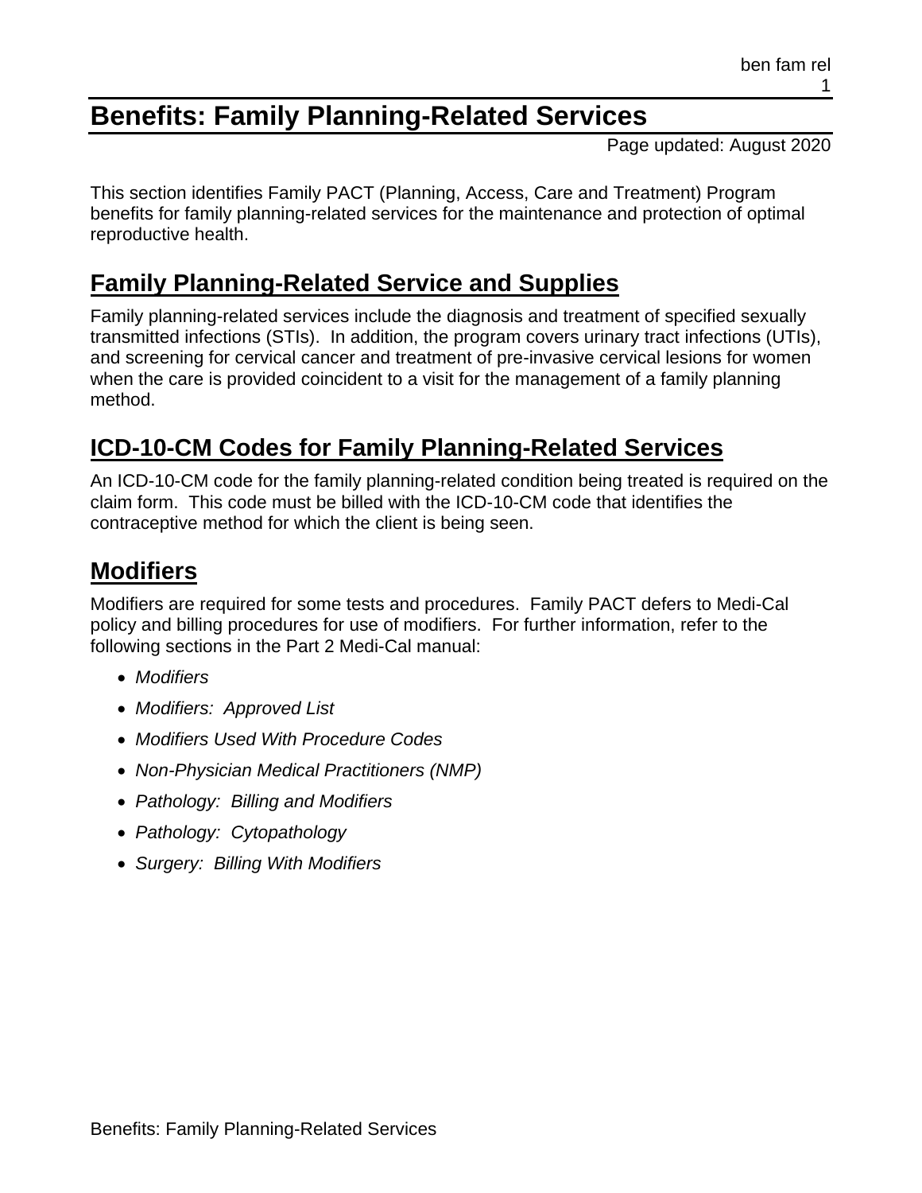# Benefits: Family Planning-Related Services

Page updated: August 2020

This section identifies Family PACT (Planning, Access, Care and Treatment) Program benefits for family planning-related services for the maintenance and protection of optimal reproductive health.

## Family Planning-Related Service and Supplies

Family planning-related services include the diagnosis and treatment of specified sexually transmitted infections (STIs). In addition, the program covers urinary tract infections (UTIs), and screening for cervical cancer and treatment of pre-invasive cervical lesions for women when the care is provided coincident to a visit for the management of a family planning method.

## ICD-10-CM Codes for Family Planning-Related Services

An ICD-10-CM code for the family planning-related condition being treated is required on the claim form. This code must be billed with the ICD-10-CM code that identifies the contraceptive method for which the client is being seen.

## Modifiers

Modifiers are required for some tests and procedures. Family PACT defers to Medi-Cal policy and billing procedures for use of modifiers. For further information, refer to the following sections in the Part 2 Medi-Cal manual:

- *Modifiers*
- *Modifiers: Approved List*
- *Modifiers Used With Procedure Codes*
- *Non-Physician Medical Practitioners (NMP)*
- *Pathology: Billing and Modifiers*
- *Pathology: Cytopathology*
- *Surgery: Billing With Modifiers*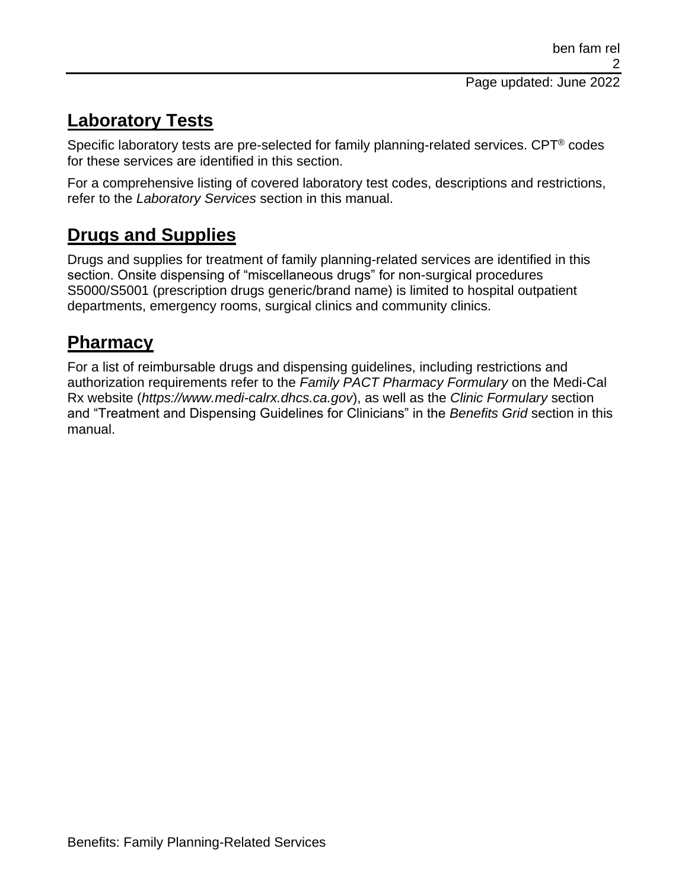## Laboratory Tests

Specific laboratory tests are pre-selected for family planning-related services. CPT® codes for these services are identified in this section.

For a comprehensive listing of covered laboratory test codes, descriptions and restrictions, refer to the *Laboratory Services* section in this manual.

## Drugs and Supplies

Drugs and supplies for treatment of family planning-related services are identified in this section. Onsite dispensing of "miscellaneous drugs" for non-surgical procedures S5000/S5001 (prescription drugs generic/brand name) is limited to hospital outpatient departments, emergency rooms, surgical clinics and community clinics.

## Pharmacy

For a list of reimbursable drugs and dispensing guidelines, including restrictions and authorization requirements refer to the *Family PACT Pharmacy Formulary* on the Medi-Cal Rx website (*https://www.medi-calrx.dhcs.ca.gov*), as well as the *Clinic Formulary* section and "Treatment and Dispensing Guidelines for Clinicians" in the *Benefits Grid* section in this manual.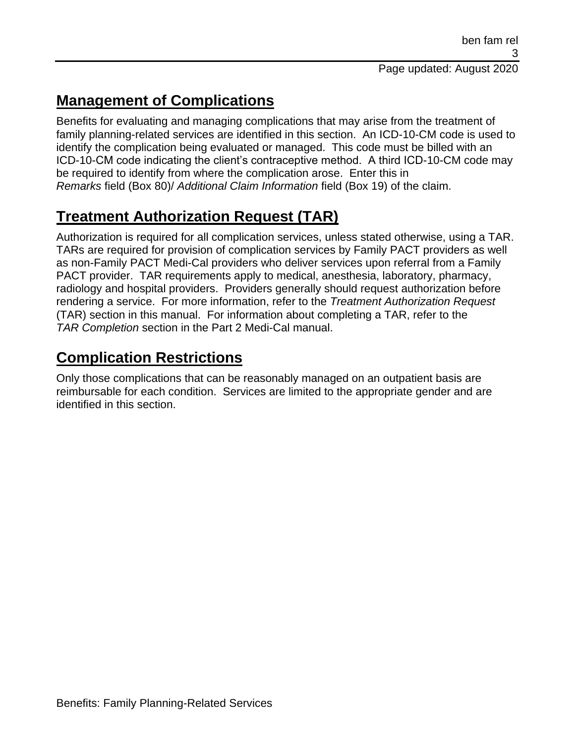## Management of Complications

Benefits for evaluating and managing complications that may arise from the treatment of family planning-related services are identified in this section. An ICD-10-CM code is used to identify the complication being evaluated or managed. This code must be billed with an ICD-10-CM code indicating the client's contraceptive method. A third ICD-10-CM code may be required to identify from where the complication arose. Enter this in *Remarks* field (Box 80)/ *Additional Claim Information* field (Box 19) of the claim.

## Treatment Authorization Request (TAR)

Authorization is required for all complication services, unless stated otherwise, using a TAR. TARs are required for provision of complication services by Family PACT providers as well as non-Family PACT Medi-Cal providers who deliver services upon referral from a Family PACT provider. TAR requirements apply to medical, anesthesia, laboratory, pharmacy, radiology and hospital providers. Providers generally should request authorization before rendering a service. For more information, refer to the *Treatment Authorization Request* (TAR) section in this manual. For information about completing a TAR, refer to the *TAR Completion* section in the Part 2 Medi-Cal manual.

## Complication Restrictions

Only those complications that can be reasonably managed on an outpatient basis are reimbursable for each condition. Services are limited to the appropriate gender and are identified in this section.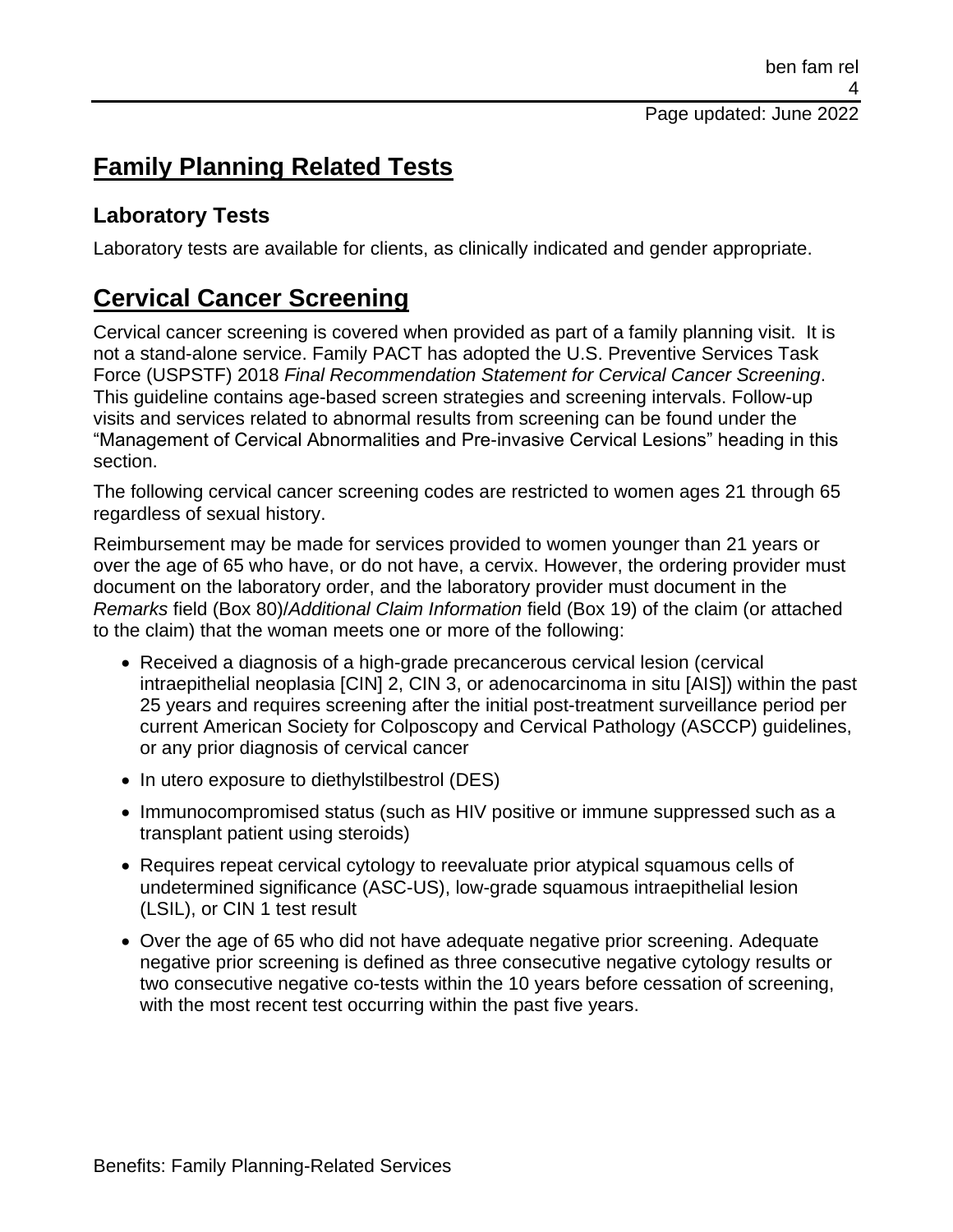# Family Planning Related Tests

## Laboratory Tests

Laboratory tests are available for clients, as clinically indicated and gender appropriate.

# Cervical Cancer Screening

Cervical cancer screening is covered when provided as part of a family planning visit. It is not a stand-alone service. Family PACT has adopted the U.S. Preventive Services Task Force (USPSTF) 2018 *Final Recommendation Statement for Cervical Cancer Screening*. This guideline contains age-based screen strategies and screening intervals. Follow-up visits and services related to abnormal results from screening can be found under the "Management of Cervical Abnormalities and Pre-invasive Cervical Lesions" heading in this section.

The following cervical cancer screening codes are restricted to women ages 21 through 65 regardless of sexual history.

Reimbursement may be made for services provided to women younger than 21 years or over the age of 65 who have, or do not have, a cervix. However, the ordering provider must document on the laboratory order, and the laboratory provider must document in the *Remarks* field (Box 80)/*Additional Claim Information* field (Box 19) of the claim (or attached to the claim) that the woman meets one or more of the following:

- Received a diagnosis of a high-grade precancerous cervical lesion (cervical intraepithelial neoplasia [CIN] 2, CIN 3, or adenocarcinoma in situ [AIS]) within the past 25 years and requires screening after the initial post-treatment surveillance period per current American Society for Colposcopy and Cervical Pathology (ASCCP) guidelines, or any prior diagnosis of cervical cancer
- In utero exposure to diethylstilbestrol (DES)
- Immunocompromised status (such as HIV positive or immune suppressed such as a transplant patient using steroids)
- Requires repeat cervical cytology to reevaluate prior atypical squamous cells of undetermined significance (ASC-US), low-grade squamous intraepithelial lesion (LSIL), or CIN 1 test result
- Over the age of 65 who did not have adequate negative prior screening. Adequate negative prior screening is defined as three consecutive negative cytology results or two consecutive negative co-tests within the 10 years before cessation of screening, with the most recent test occurring within the past five years.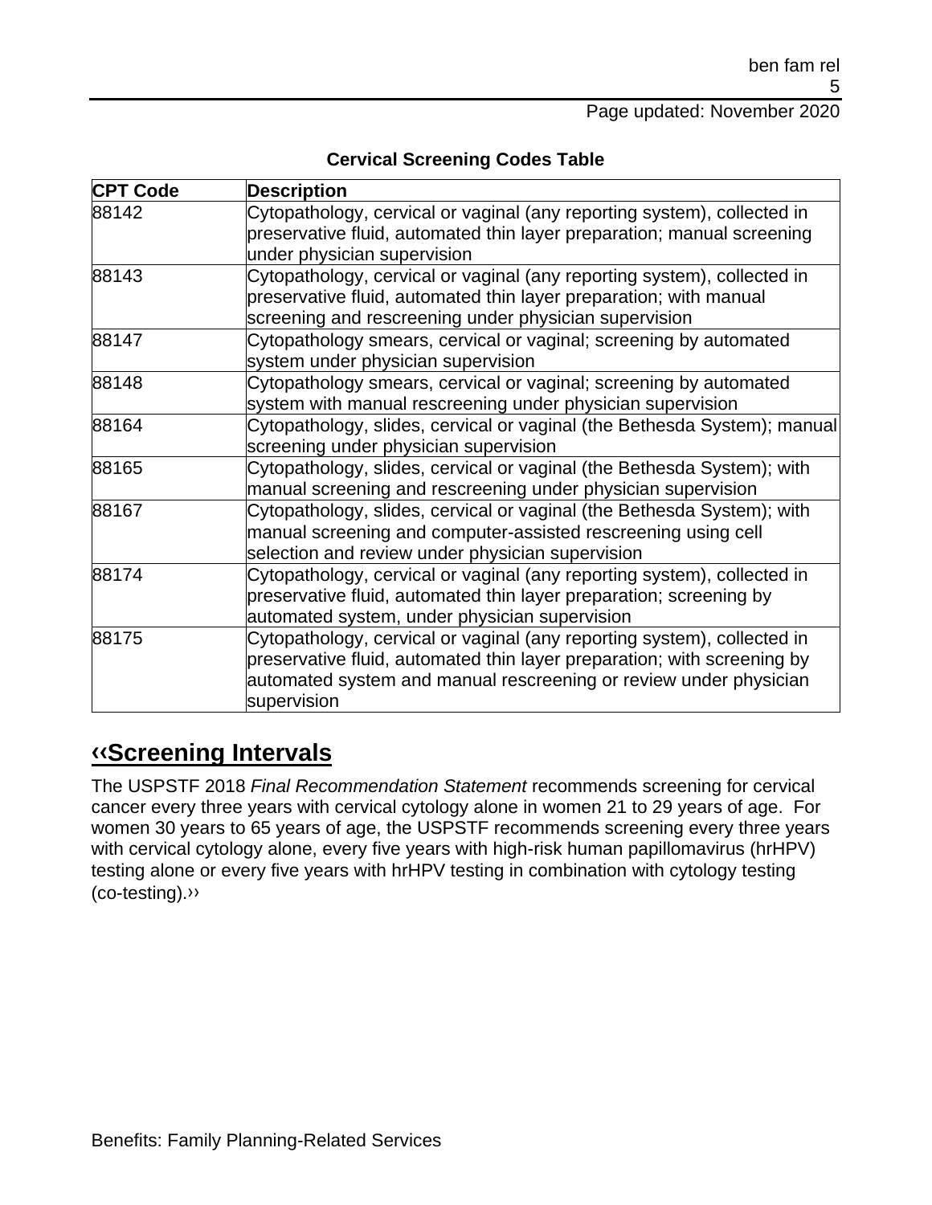**Cervical Screening Codes Table**

| CPT Code | Description |
|---|---|
| 88142 | Cytopathology, cervical or vaginal (any reporting system), collected in preservative fluid, automated thin layer preparation; manual screening under physician supervision |
| 88143 | Cytopathology, cervical or vaginal (any reporting system), collected in preservative fluid, automated thin layer preparation; with manual screening and rescreening under physician supervision |
| 88147 | Cytopathology smears, cervical or vaginal; screening by automated system under physician supervision |
| 88148 | Cytopathology smears, cervical or vaginal; screening by automated system with manual rescreening under physician supervision |
| 88164 | Cytopathology, slides, cervical or vaginal (the Bethesda System); manual screening under physician supervision |
| 88165 | Cytopathology, slides, cervical or vaginal (the Bethesda System); with manual screening and rescreening under physician supervision |
| 88167 | Cytopathology, slides, cervical or vaginal (the Bethesda System); with manual screening and computer-assisted rescreening using cell selection and review under physician supervision |
| 88174 | Cytopathology, cervical or vaginal (any reporting system), collected in preservative fluid, automated thin layer preparation; screening by automated system, under physician supervision |
| 88175 | Cytopathology, cervical or vaginal (any reporting system), collected in preservative fluid, automated thin layer preparation; with screening by automated system and manual rescreening or review under physician supervision |

## ‹‹Screening Intervals

The USPSTF 2018 *Final Recommendation Statement* recommends screening for cervical cancer every three years with cervical cytology alone in women 21 to 29 years of age. For women 30 years to 65 years of age, the USPSTF recommends screening every three years with cervical cytology alone, every five years with high-risk human papillomavirus (hrHPV) testing alone or every five years with hrHPV testing in combination with cytology testing (co-testing).››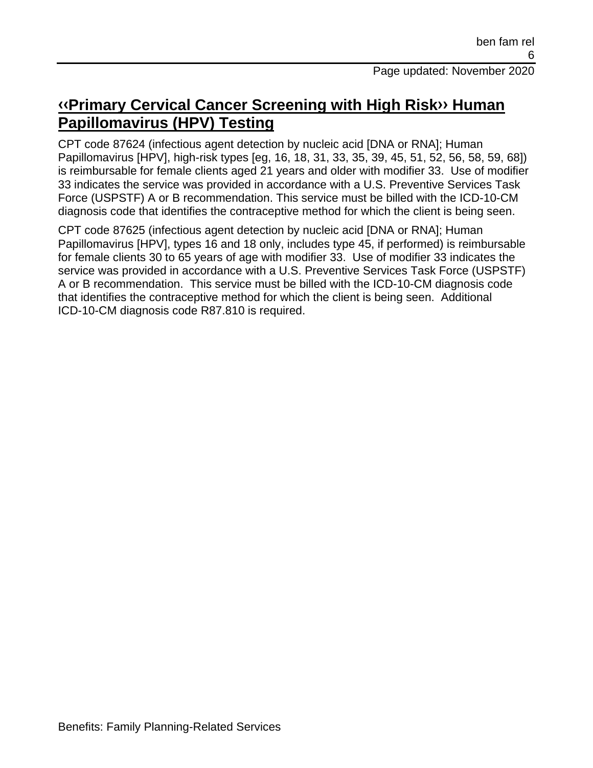## ‹‹Primary Cervical Cancer Screening with High Risk›› Human Papillomavirus (HPV) Testing

CPT code 87624 (infectious agent detection by nucleic acid [DNA or RNA]; Human Papillomavirus [HPV], high-risk types [eg, 16, 18, 31, 33, 35, 39, 45, 51, 52, 56, 58, 59, 68]) is reimbursable for female clients aged 21 years and older with modifier 33. Use of modifier 33 indicates the service was provided in accordance with a U.S. Preventive Services Task Force (USPSTF) A or B recommendation. This service must be billed with the ICD-10-CM diagnosis code that identifies the contraceptive method for which the client is being seen.

CPT code 87625 (infectious agent detection by nucleic acid [DNA or RNA]; Human Papillomavirus [HPV], types 16 and 18 only, includes type 45, if performed) is reimbursable for female clients 30 to 65 years of age with modifier 33. Use of modifier 33 indicates the service was provided in accordance with a U.S. Preventive Services Task Force (USPSTF) A or B recommendation. This service must be billed with the ICD-10-CM diagnosis code that identifies the contraceptive method for which the client is being seen. Additional ICD-10-CM diagnosis code R87.810 is required.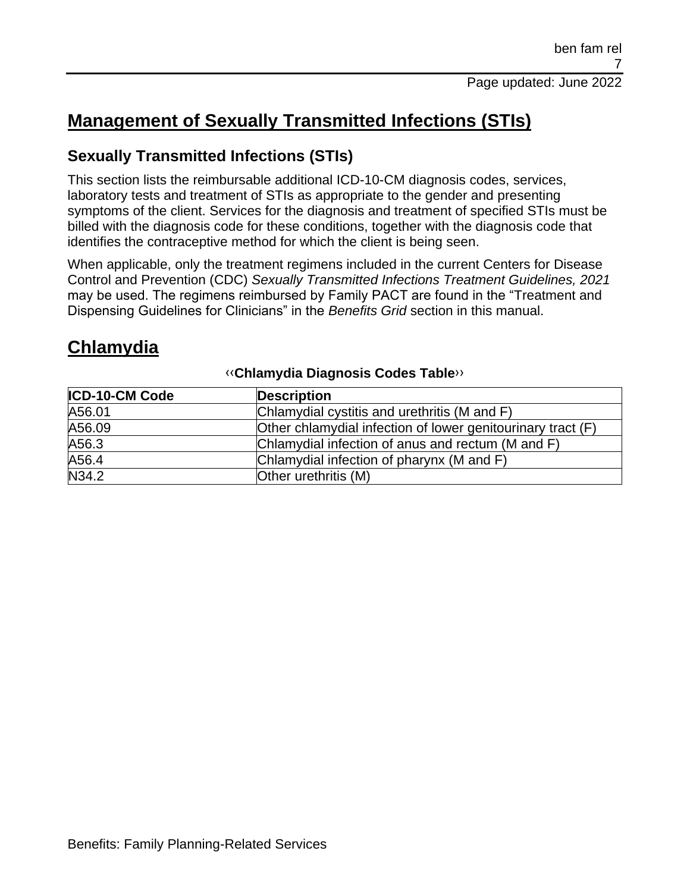# Management of Sexually Transmitted Infections (STIs)

## Sexually Transmitted Infections (STIs)

This section lists the reimbursable additional ICD-10-CM diagnosis codes, services, laboratory tests and treatment of STIs as appropriate to the gender and presenting symptoms of the client. Services for the diagnosis and treatment of specified STIs must be billed with the diagnosis code for these conditions, together with the diagnosis code that identifies the contraceptive method for which the client is being seen.

When applicable, only the treatment regimens included in the current Centers for Disease Control and Prevention (CDC) *Sexually Transmitted Infections Treatment Guidelines, 2021* may be used. The regimens reimbursed by Family PACT are found in the "Treatment and Dispensing Guidelines for Clinicians" in the *Benefits Grid* section in this manual.

# Chlamydia

‹‹**Chlamydia Diagnosis Codes Table**››

| ICD-10-CM Code | Description |
| --- | --- |
| A56.01 | Chlamydial cystitis and urethritis (M and F) |
| A56.09 | Other chlamydial infection of lower genitourinary tract (F) |
| A56.3 | Chlamydial infection of anus and rectum (M and F) |
| A56.4 | Chlamydial infection of pharynx (M and F) |
| N34.2 | Other urethritis (M) |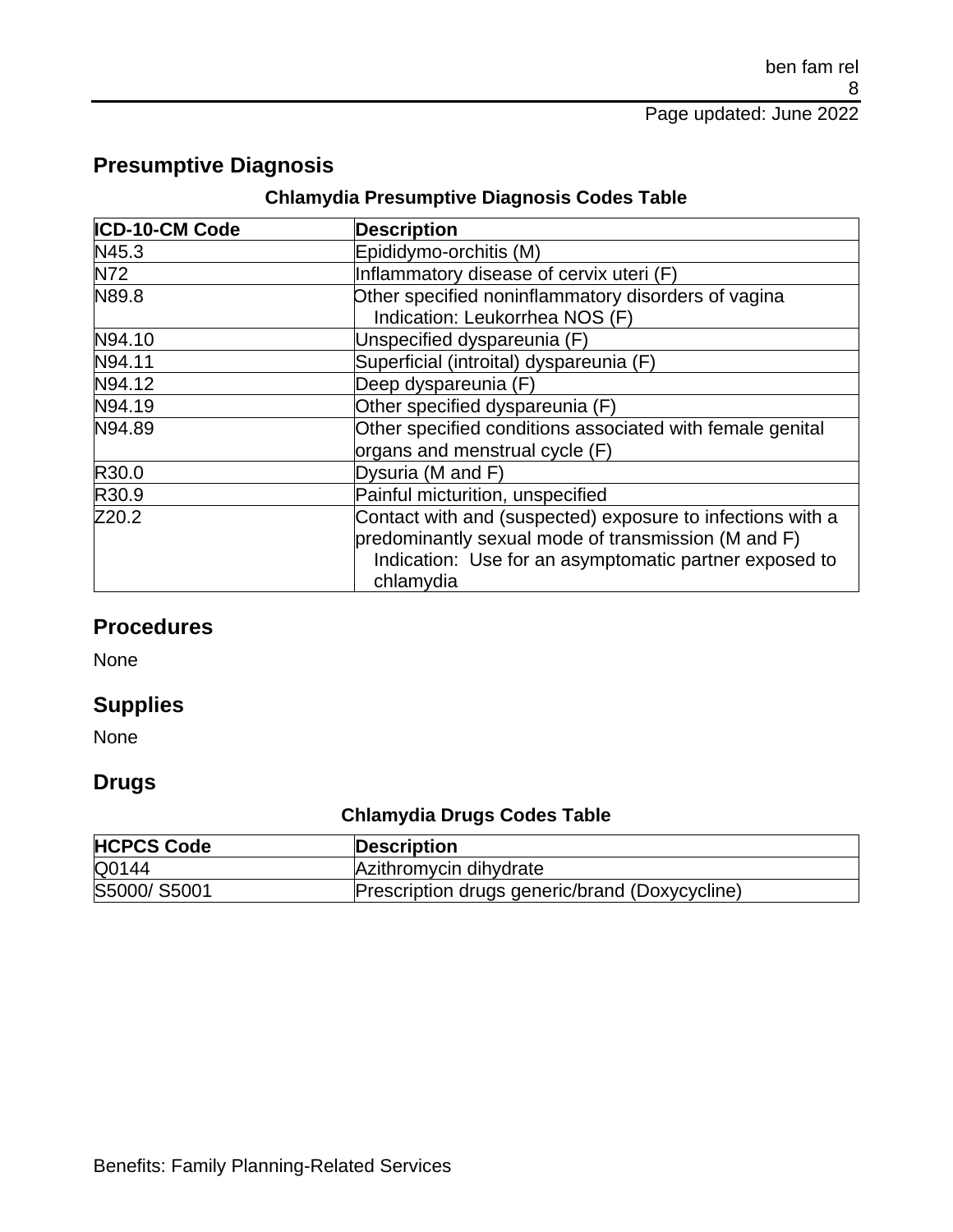## Presumptive Diagnosis

**Chlamydia Presumptive Diagnosis Codes Table**

| ICD-10-CM Code | Description |
|---|---|
| N45.3 | Epididymo-orchitis (M) |
| N72 | Inflammatory disease of cervix uteri (F) |
| N89.8 | Other specified noninflammatory disorders of vagina<br>Indication: Leukorrhea NOS (F) |
| N94.10 | Unspecified dyspareunia (F) |
| N94.11 | Superficial (introital) dyspareunia (F) |
| N94.12 | Deep dyspareunia (F) |
| N94.19 | Other specified dyspareunia (F) |
| N94.89 | Other specified conditions associated with female genital organs and menstrual cycle (F) |
| R30.0 | Dysuria (M and F) |
| R30.9 | Painful micturition, unspecified |
| Z20.2 | Contact with and (suspected) exposure to infections with a predominantly sexual mode of transmission (M and F)<br>Indication: Use for an asymptomatic partner exposed to chlamydia |

## Procedures

None

## Supplies

None

## Drugs

**Chlamydia Drugs Codes Table**

| HCPCS Code | Description |
|---|---|
| Q0144 | Azithromycin dihydrate |
| S5000/ S5001 | Prescription drugs generic/brand (Doxycycline) |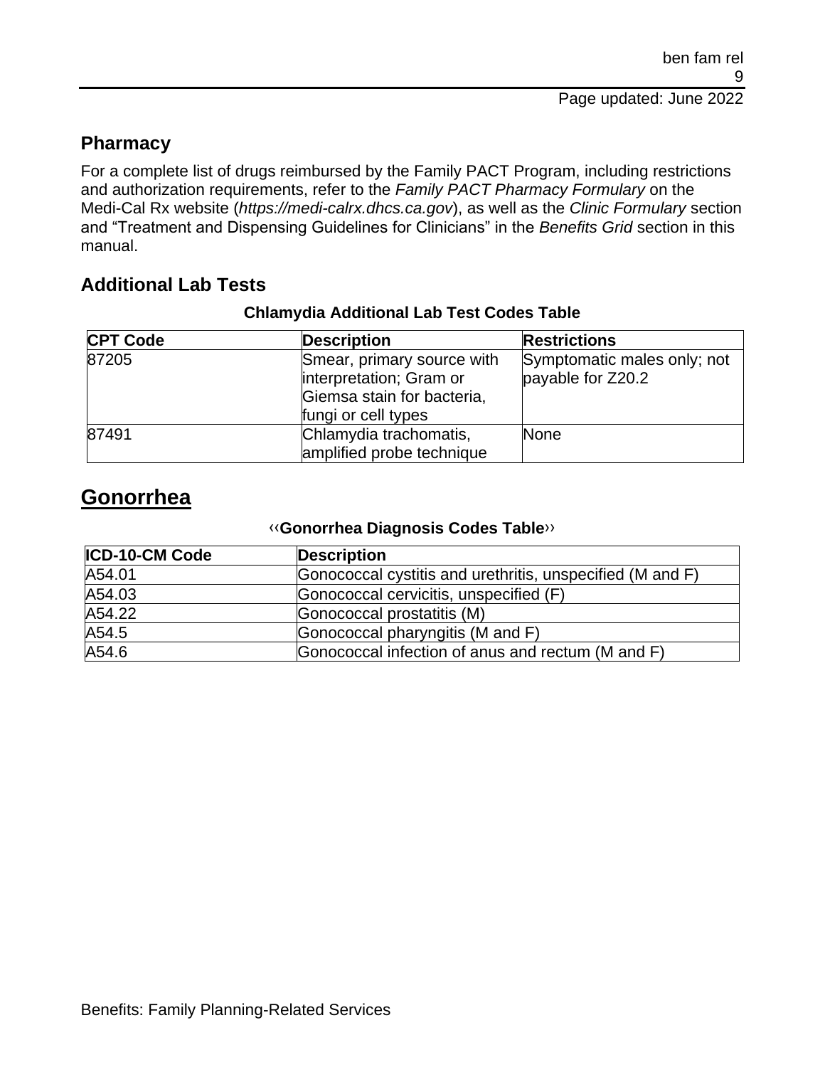## Pharmacy

For a complete list of drugs reimbursed by the Family PACT Program, including restrictions and authorization requirements, refer to the *Family PACT Pharmacy Formulary* on the Medi-Cal Rx website (*https://medi-calrx.dhcs.ca.gov*), as well as the *Clinic Formulary* section and "Treatment and Dispensing Guidelines for Clinicians" in the *Benefits Grid* section in this manual.

## Additional Lab Tests

**Chlamydia Additional Lab Test Codes Table**

| CPT Code | Description | Restrictions |
| --- | --- | --- |
| 87205 | Smear, primary source with interpretation; Gram or Giemsa stain for bacteria, fungi or cell types | Symptomatic males only; not payable for Z20.2 |
| 87491 | Chlamydia trachomatis, amplified probe technique | None |

# Gonorrhea

‹‹**Gonorrhea Diagnosis Codes Table**››

| ICD-10-CM Code | Description |
| --- | --- |
| A54.01 | Gonococcal cystitis and urethritis, unspecified (M and F) |
| A54.03 | Gonococcal cervicitis, unspecified (F) |
| A54.22 | Gonococcal prostatitis (M) |
| A54.5 | Gonococcal pharyngitis (M and F) |
| A54.6 | Gonococcal infection of anus and rectum (M and F) |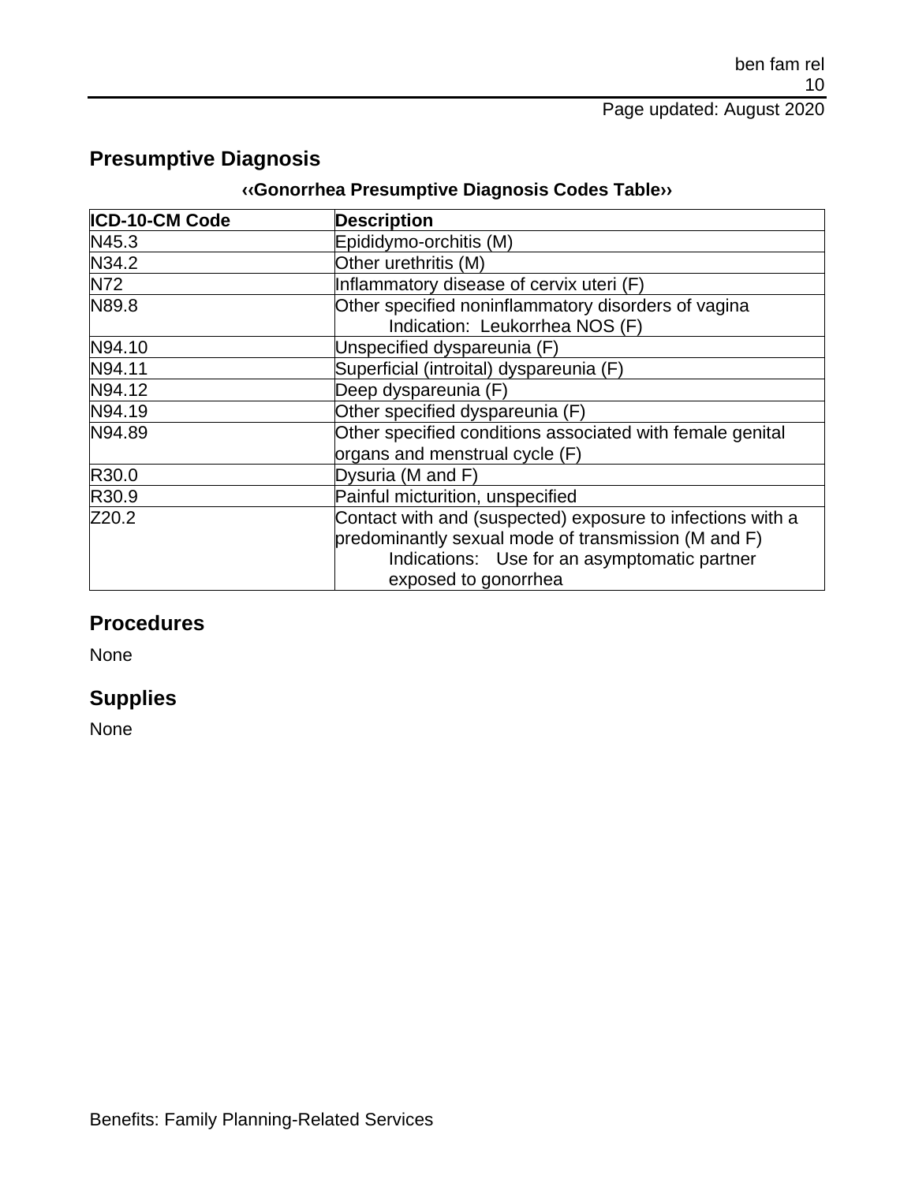## Presumptive Diagnosis

**‹‹Gonorrhea Presumptive Diagnosis Codes Table››**

| ICD-10-CM Code | Description |
|---|---|
| N45.3 | Epididymo-orchitis (M) |
| N34.2 | Other urethritis (M) |
| N72 | Inflammatory disease of cervix uteri (F) |
| N89.8 | Other specified noninflammatory disorders of vagina<br>Indication: Leukorrhea NOS (F) |
| N94.10 | Unspecified dyspareunia (F) |
| N94.11 | Superficial (introital) dyspareunia (F) |
| N94.12 | Deep dyspareunia (F) |
| N94.19 | Other specified dyspareunia (F) |
| N94.89 | Other specified conditions associated with female genital organs and menstrual cycle (F) |
| R30.0 | Dysuria (M and F) |
| R30.9 | Painful micturition, unspecified |
| Z20.2 | Contact with and (suspected) exposure to infections with a predominantly sexual mode of transmission (M and F)<br>Indications: Use for an asymptomatic partner exposed to gonorrhea |

## Procedures

None

## Supplies

None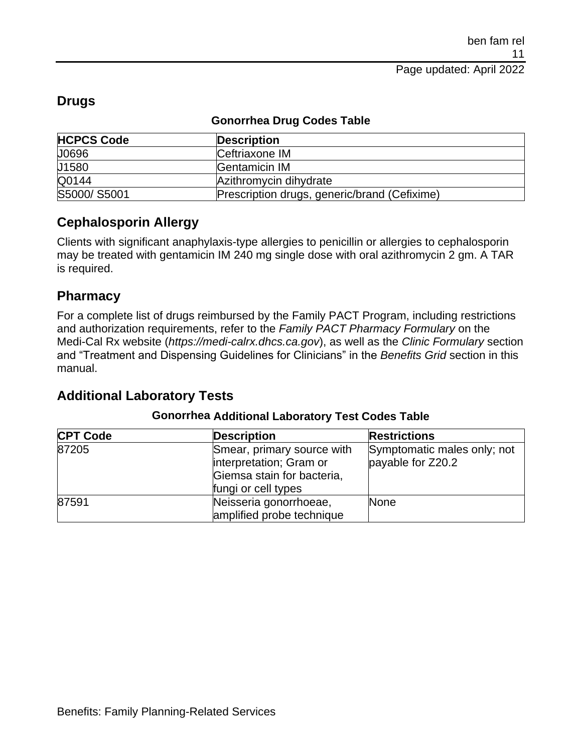## Drugs

**Gonorrhea Drug Codes Table**

| HCPCS Code | Description |
| --- | --- |
| J0696 | Ceftriaxone IM |
| J1580 | Gentamicin IM |
| Q0144 | Azithromycin dihydrate |
| S5000/ S5001 | Prescription drugs, generic/brand (Cefixime) |

## Cephalosporin Allergy

Clients with significant anaphylaxis-type allergies to penicillin or allergies to cephalosporin may be treated with gentamicin IM 240 mg single dose with oral azithromycin 2 gm. A TAR is required.

## Pharmacy

For a complete list of drugs reimbursed by the Family PACT Program, including restrictions and authorization requirements, refer to the *Family PACT Pharmacy Formulary* on the Medi-Cal Rx website (*https://medi-calrx.dhcs.ca.gov*), as well as the *Clinic Formulary* section and "Treatment and Dispensing Guidelines for Clinicians" in the *Benefits Grid* section in this manual.

## Additional Laboratory Tests

**Gonorrhea Additional Laboratory Test Codes Table**

| CPT Code | Description | Restrictions |
| --- | --- | --- |
| 87205 | Smear, primary source with interpretation; Gram or Giemsa stain for bacteria, fungi or cell types | Symptomatic males only; not payable for Z20.2 |
| 87591 | Neisseria gonorrhoeae, amplified probe technique | None |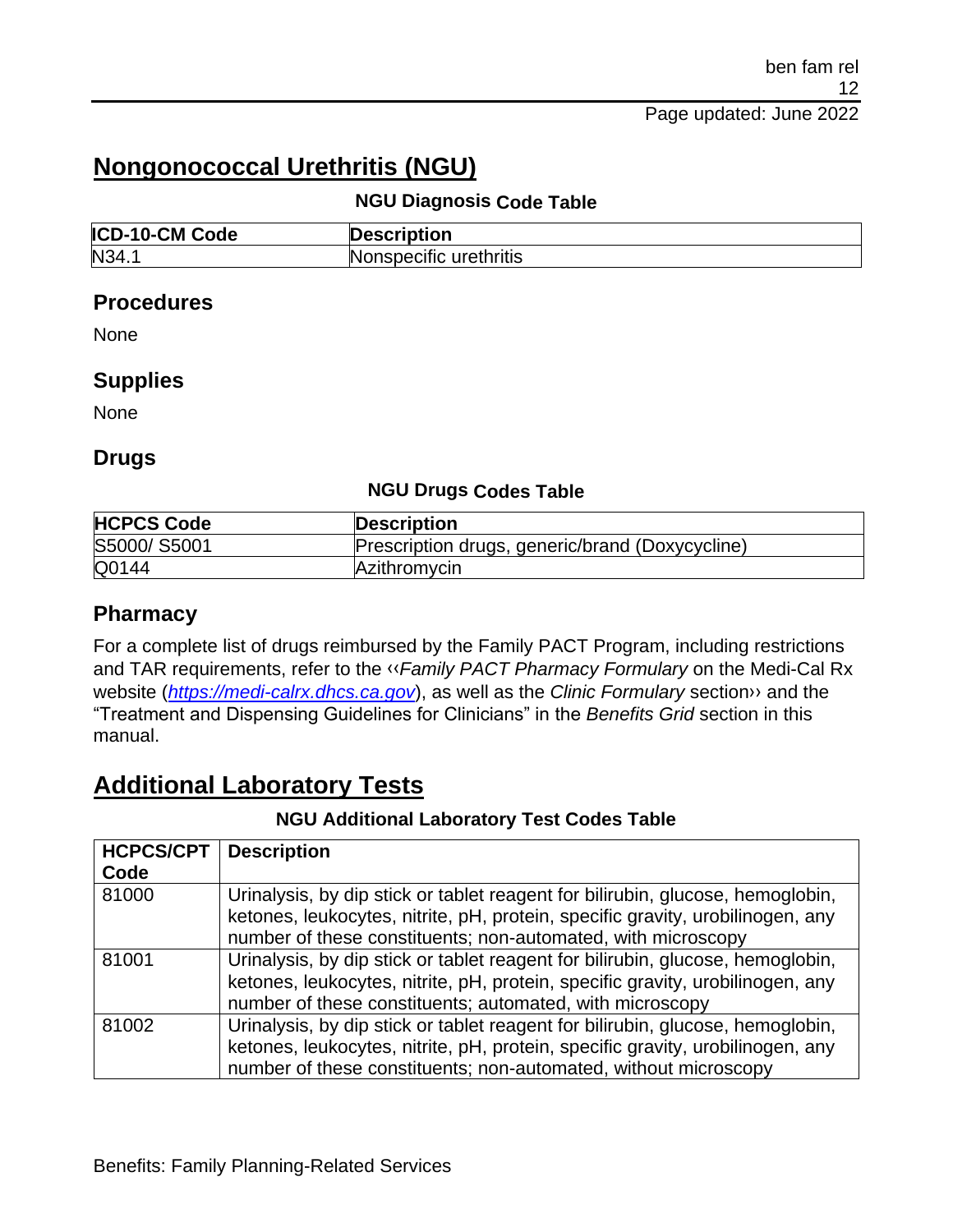# Nonongococcal Urethritis (NGU)

**NGU Diagnosis Code Table**

| ICD-10-CM Code | Description |
| --- | --- |
| N34.1 | Nonspecific urethritis |

## Procedures

None

## Supplies

None

## Drugs

**NGU Drugs Codes Table**

| HCPCS Code | Description |
| --- | --- |
| S5000/ S5001 | Prescription drugs, generic/brand (Doxycycline) |
| Q0144 | Azithromycin |

## Pharmacy

For a complete list of drugs reimbursed by the Family PACT Program, including restrictions and TAR requirements, refer to the ‹‹*Family PACT Pharmacy Formulary* on the Medi-Cal Rx website (*https://medi-calrx.dhcs.ca.gov*), as well as the *Clinic Formulary* section›› and the "Treatment and Dispensing Guidelines for Clinicians" in the *Benefits Grid* section in this manual.

# Additional Laboratory Tests

**NGU Additional Laboratory Test Codes Table**

| HCPCS/CPT Code | Description |
| --- | --- |
| 81000 | Urinalysis, by dip stick or tablet reagent for bilirubin, glucose, hemoglobin, ketones, leukocytes, nitrite, pH, protein, specific gravity, urobilinogen, any number of these constituents; non-automated, with microscopy |
| 81001 | Urinalysis, by dip stick or tablet reagent for bilirubin, glucose, hemoglobin, ketones, leukocytes, nitrite, pH, protein, specific gravity, urobilinogen, any number of these constituents; automated, with microscopy |
| 81002 | Urinalysis, by dip stick or tablet reagent for bilirubin, glucose, hemoglobin, ketones, leukocytes, nitrite, pH, protein, specific gravity, urobilinogen, any number of these constituents; non-automated, without microscopy |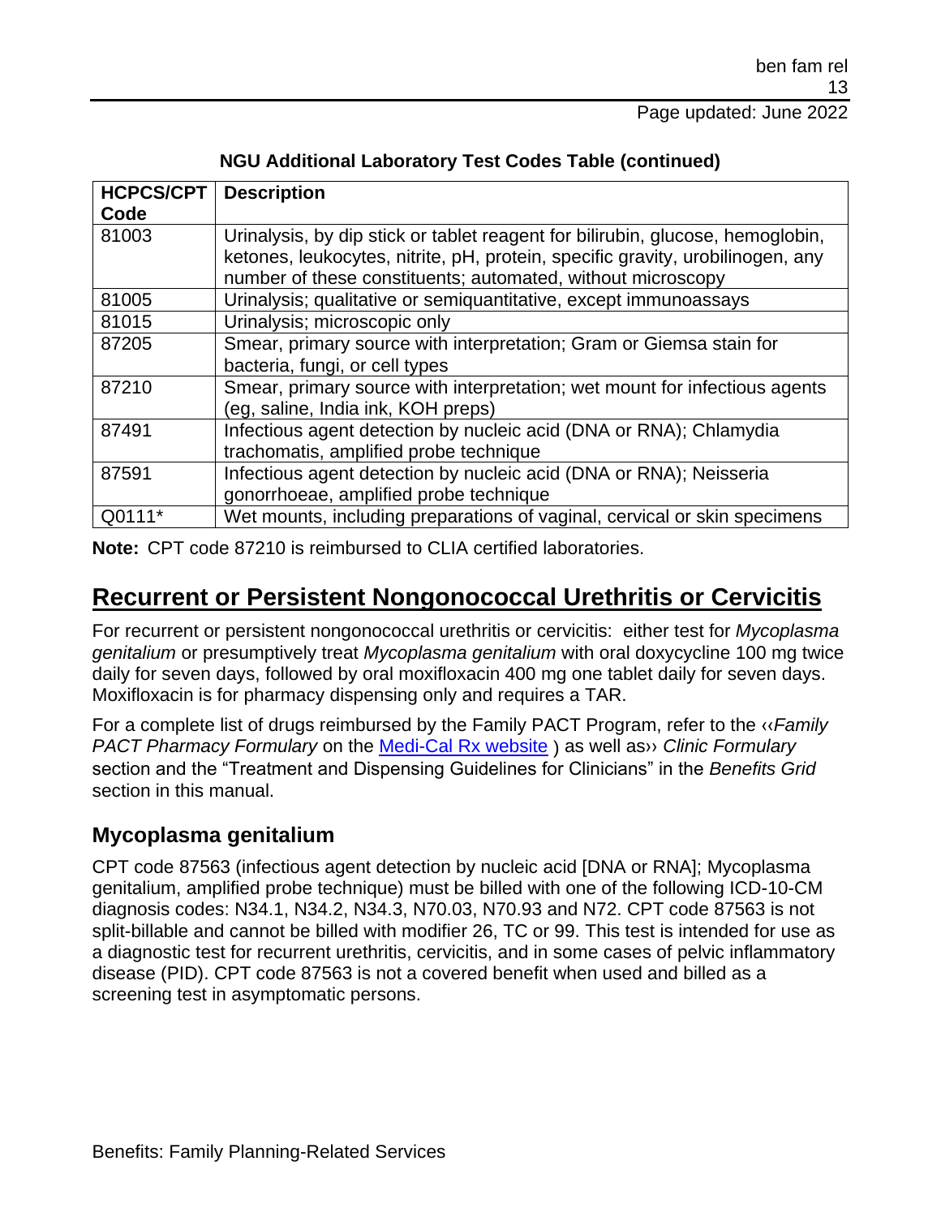**NGU Additional Laboratory Test Codes Table (continued)**

| HCPCS/CPT Code | Description |
|---|---|
| 81003 | Urinalysis, by dip stick or tablet reagent for bilirubin, glucose, hemoglobin, ketones, leukocytes, nitrite, pH, protein, specific gravity, urobilinogen, any number of these constituents; automated, without microscopy |
| 81005 | Urinalysis; qualitative or semiquantitative, except immunoassays |
| 81015 | Urinalysis; microscopic only |
| 87205 | Smear, primary source with interpretation; Gram or Giemsa stain for bacteria, fungi, or cell types |
| 87210 | Smear, primary source with interpretation; wet mount for infectious agents (eg, saline, India ink, KOH preps) |
| 87491 | Infectious agent detection by nucleic acid (DNA or RNA); Chlamydia trachomatis, amplified probe technique |
| 87591 | Infectious agent detection by nucleic acid (DNA or RNA); Neisseria gonorrhoeae, amplified probe technique |
| Q0111* | Wet mounts, including preparations of vaginal, cervical or skin specimens |

**Note:** CPT code 87210 is reimbursed to CLIA certified laboratories.

## Recurrent or Persistent Nongonococcal Urethritis or Cervicitis

For recurrent or persistent nongonococcal urethritis or cervicitis: either test for *Mycoplasma genitalium* or presumptively treat *Mycoplasma genitalium* with oral doxycycline 100 mg twice daily for seven days, followed by oral moxifloxacin 400 mg one tablet daily for seven days. Moxifloxacin is for pharmacy dispensing only and requires a TAR.

For a complete list of drugs reimbursed by the Family PACT Program, refer to the ‹‹*Family PACT Pharmacy Formulary* on the Medi-Cal Rx website ) as well as›› *Clinic Formulary* section and the "Treatment and Dispensing Guidelines for Clinicians" in the *Benefits Grid* section in this manual.

### Mycoplasma genitalium

CPT code 87563 (infectious agent detection by nucleic acid [DNA or RNA]; Mycoplasma genitalium, amplified probe technique) must be billed with one of the following ICD-10-CM diagnosis codes: N34.1, N34.2, N34.3, N70.03, N70.93 and N72. CPT code 87563 is not split-billable and cannot be billed with modifier 26, TC or 99. This test is intended for use as a diagnostic test for recurrent urethritis, cervicitis, and in some cases of pelvic inflammatory disease (PID). CPT code 87563 is not a covered benefit when used and billed as a screening test in asymptomatic persons.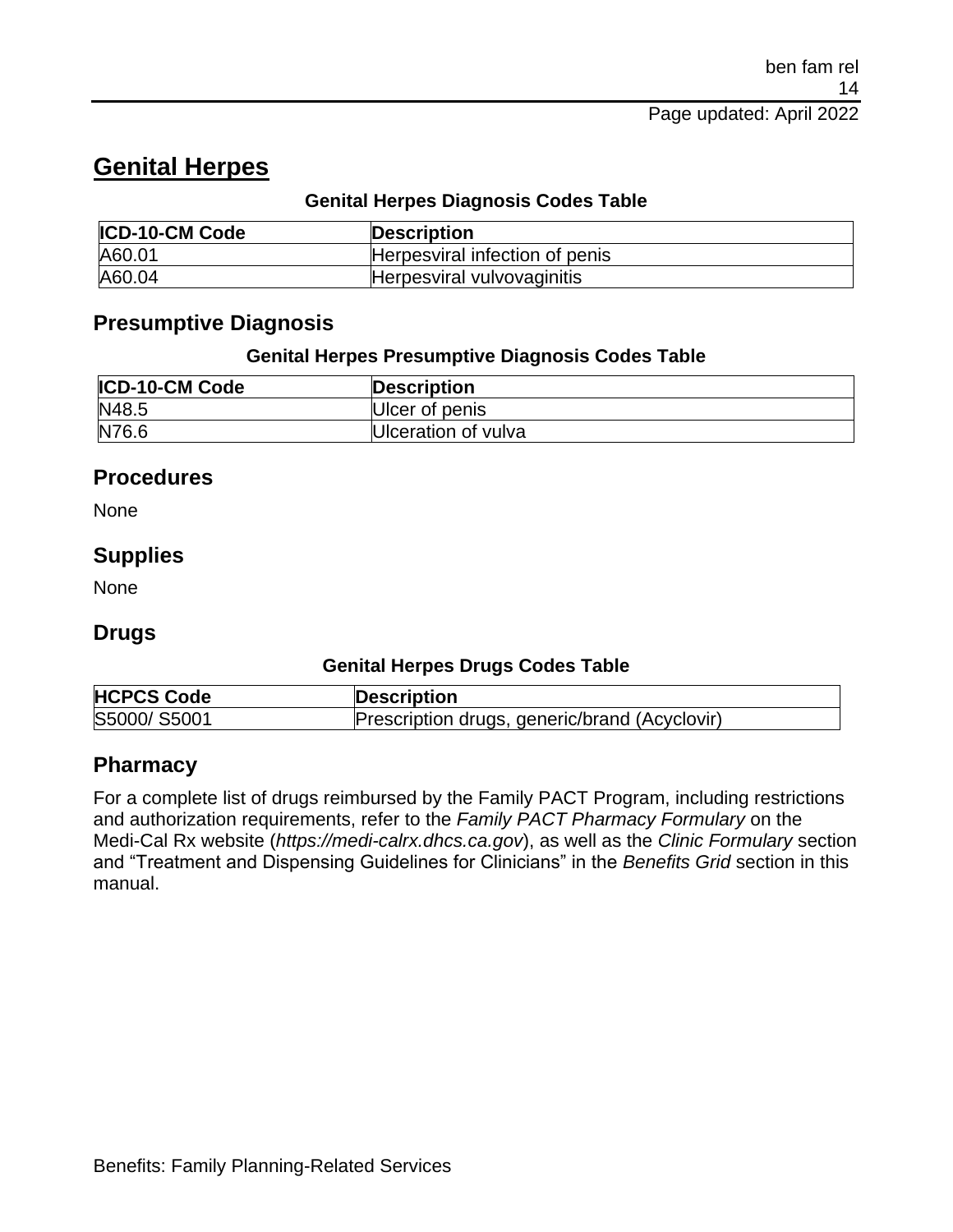# Genital Herpes

**Genital Herpes Diagnosis Codes Table**

| ICD-10-CM Code | Description |
| --- | --- |
| A60.01 | Herpesviral infection of penis |
| A60.04 | Herpesviral vulvovaginitis |

## Presumptive Diagnosis

**Genital Herpes Presumptive Diagnosis Codes Table**

| ICD-10-CM Code | Description |
| --- | --- |
| N48.5 | Ulcer of penis |
| N76.6 | Ulceration of vulva |

## Procedures

None

## Supplies

None

## Drugs

**Genital Herpes Drugs Codes Table**

| HCPCS Code | Description |
| --- | --- |
| S5000/ S5001 | Prescription drugs, generic/brand (Acyclovir) |

## Pharmacy

For a complete list of drugs reimbursed by the Family PACT Program, including restrictions and authorization requirements, refer to the *Family PACT Pharmacy Formulary* on the Medi-Cal Rx website (*https://medi-calrx.dhcs.ca.gov*), as well as the *Clinic Formulary* section and "Treatment and Dispensing Guidelines for Clinicians" in the *Benefits Grid* section in this manual.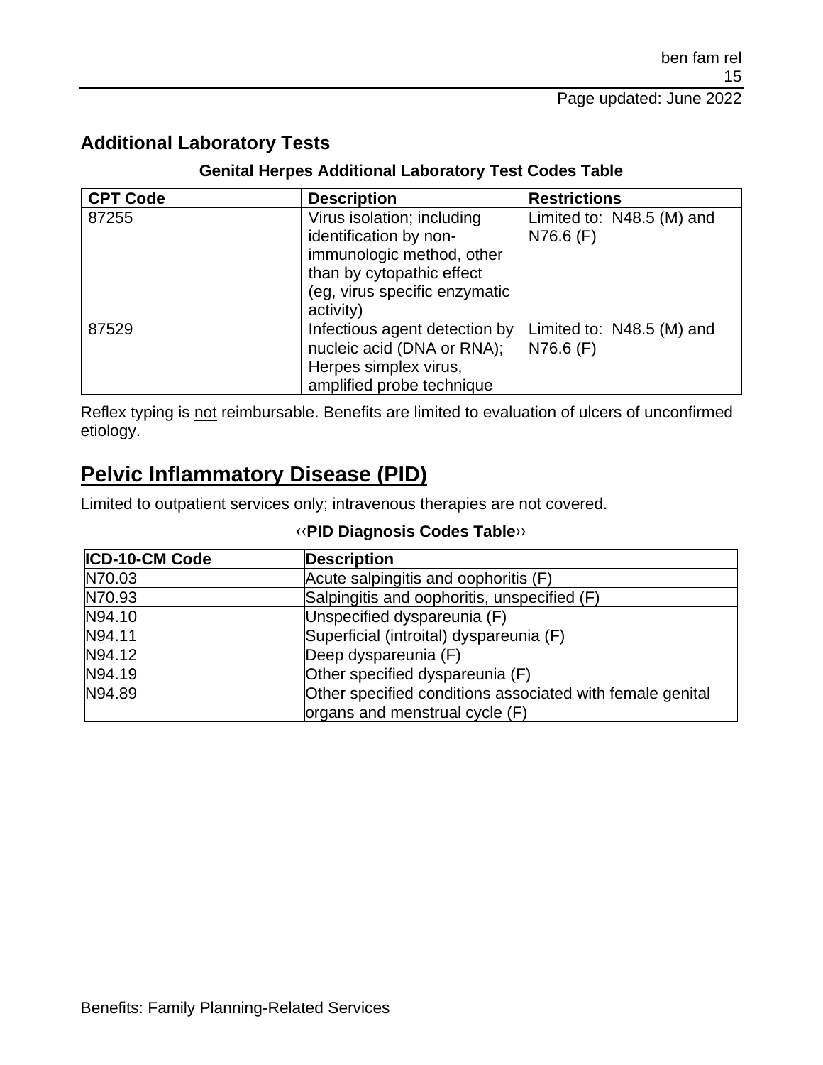## Additional Laboratory Tests

**Genital Herpes Additional Laboratory Test Codes Table**

| CPT Code | Description | Restrictions |
| --- | --- | --- |
| 87255 | Virus isolation; including identification by non-immunologic method, other than by cytopathic effect (eg, virus specific enzymatic activity) | Limited to: N48.5 (M) and N76.6 (F) |
| 87529 | Infectious agent detection by nucleic acid (DNA or RNA); Herpes simplex virus, amplified probe technique | Limited to: N48.5 (M) and N76.6 (F) |

Reflex typing is not reimbursable. Benefits are limited to evaluation of ulcers of unconfirmed etiology.

# Pelvic Inflammatory Disease (PID)

Limited to outpatient services only; intravenous therapies are not covered.

‹‹**PID Diagnosis Codes Table**››

| ICD-10-CM Code | Description |
| --- | --- |
| N70.03 | Acute salpingitis and oophoritis (F) |
| N70.93 | Salpingitis and oophoritis, unspecified (F) |
| N94.10 | Unspecified dyspareunia (F) |
| N94.11 | Superficial (introital) dyspareunia (F) |
| N94.12 | Deep dyspareunia (F) |
| N94.19 | Other specified dyspareunia (F) |
| N94.89 | Other specified conditions associated with female genital organs and menstrual cycle (F) |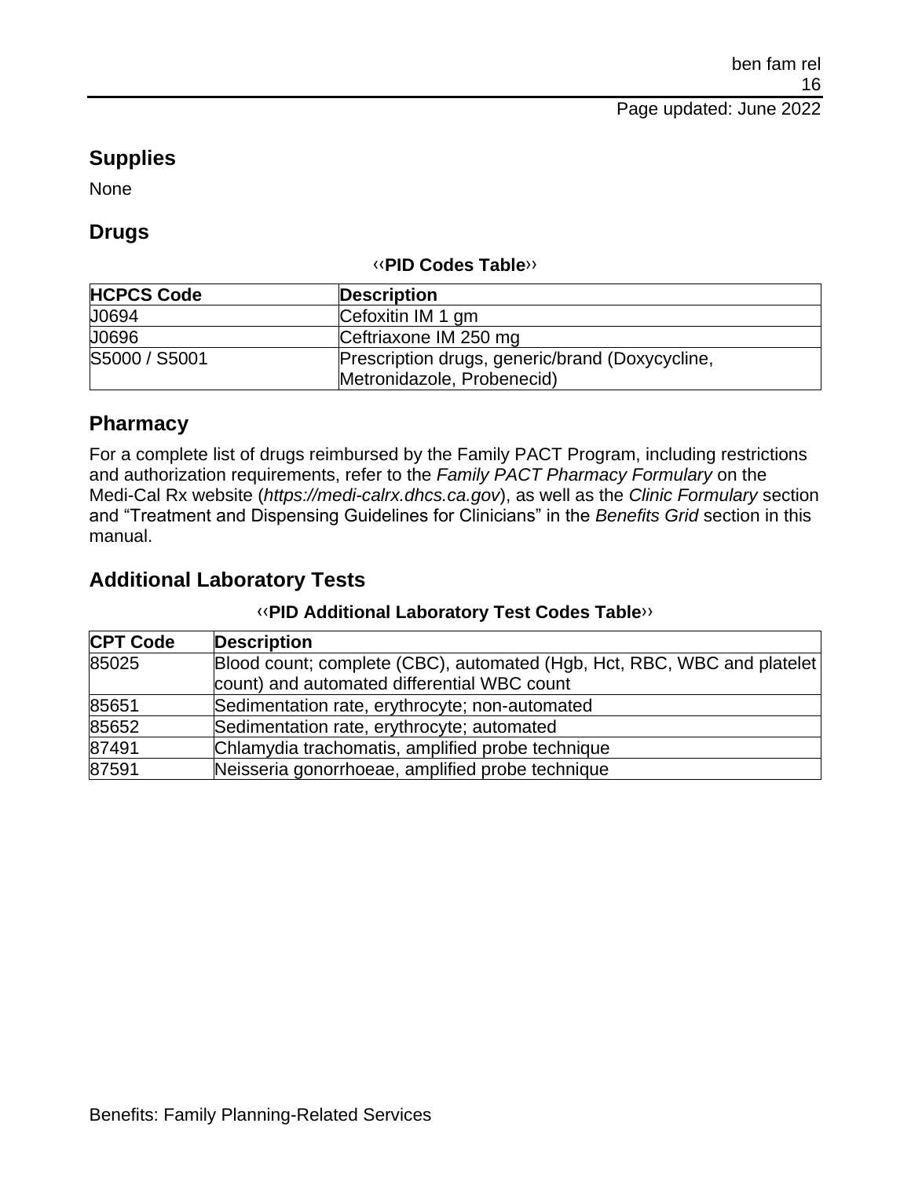## Supplies

None

## Drugs

‹‹**PID Codes Table**››

| HCPCS Code | Description |
|---|---|
| J0694 | Cefoxitin IM 1 gm |
| J0696 | Ceftriaxone IM 250 mg |
| S5000 / S5001 | Prescription drugs, generic/brand (Doxycycline, Metronidazole, Probenecid) |

## Pharmacy

For a complete list of drugs reimbursed by the Family PACT Program, including restrictions and authorization requirements, refer to the *Family PACT Pharmacy Formulary* on the Medi-Cal Rx website (*https://medi-calrx.dhcs.ca.gov*), as well as the *Clinic Formulary* section and "Treatment and Dispensing Guidelines for Clinicians" in the *Benefits Grid* section in this manual.

## Additional Laboratory Tests

‹‹**PID Additional Laboratory Test Codes Table**››

| CPT Code | Description |
|---|---|
| 85025 | Blood count; complete (CBC), automated (Hgb, Hct, RBC, WBC and platelet count) and automated differential WBC count |
| 85651 | Sedimentation rate, erythrocyte; non-automated |
| 85652 | Sedimentation rate, erythrocyte; automated |
| 87491 | Chlamydia trachomatis, amplified probe technique |
| 87591 | Neisseria gonorrhoeae, amplified probe technique |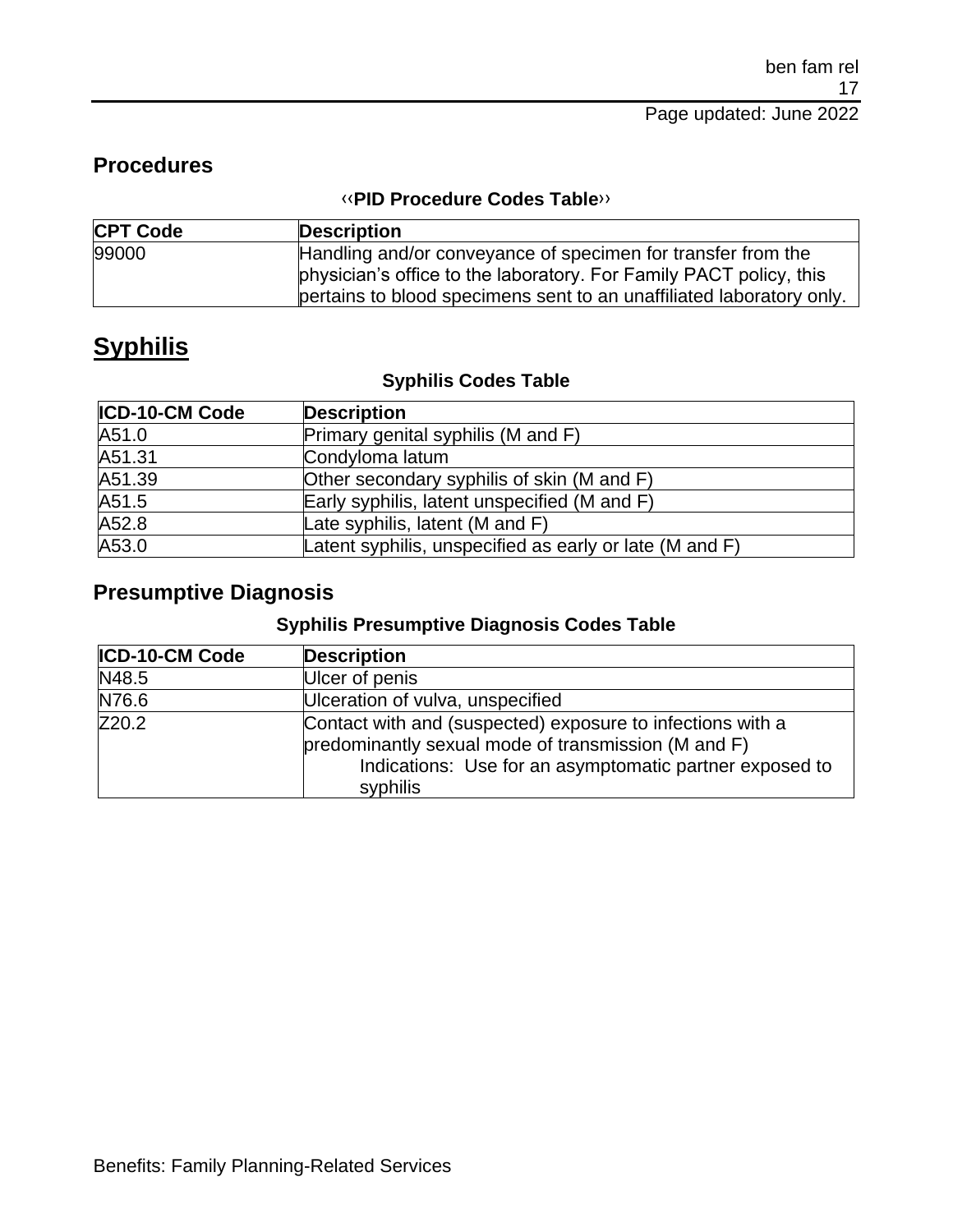## Procedures

**‹‹PID Procedure Codes Table››**

| CPT Code | Description |
|---|---|
| 99000 | Handling and/or conveyance of specimen for transfer from the physician's office to the laboratory. For Family PACT policy, this pertains to blood specimens sent to an unaffiliated laboratory only. |

# Syphilis

**Syphilis Codes Table**

| ICD-10-CM Code | Description |
|---|---|
| A51.0 | Primary genital syphilis (M and F) |
| A51.31 | Condyloma latum |
| A51.39 | Other secondary syphilis of skin (M and F) |
| A51.5 | Early syphilis, latent unspecified (M and F) |
| A52.8 | Late syphilis, latent (M and F) |
| A53.0 | Latent syphilis, unspecified as early or late (M and F) |

## Presumptive Diagnosis

**Syphilis Presumptive Diagnosis Codes Table**

| ICD-10-CM Code | Description |
|---|---|
| N48.5 | Ulcer of penis |
| N76.6 | Ulceration of vulva, unspecified |
| Z20.2 | Contact with and (suspected) exposure to infections with a predominantly sexual mode of transmission (M and F)<br>Indications: Use for an asymptomatic partner exposed to syphilis |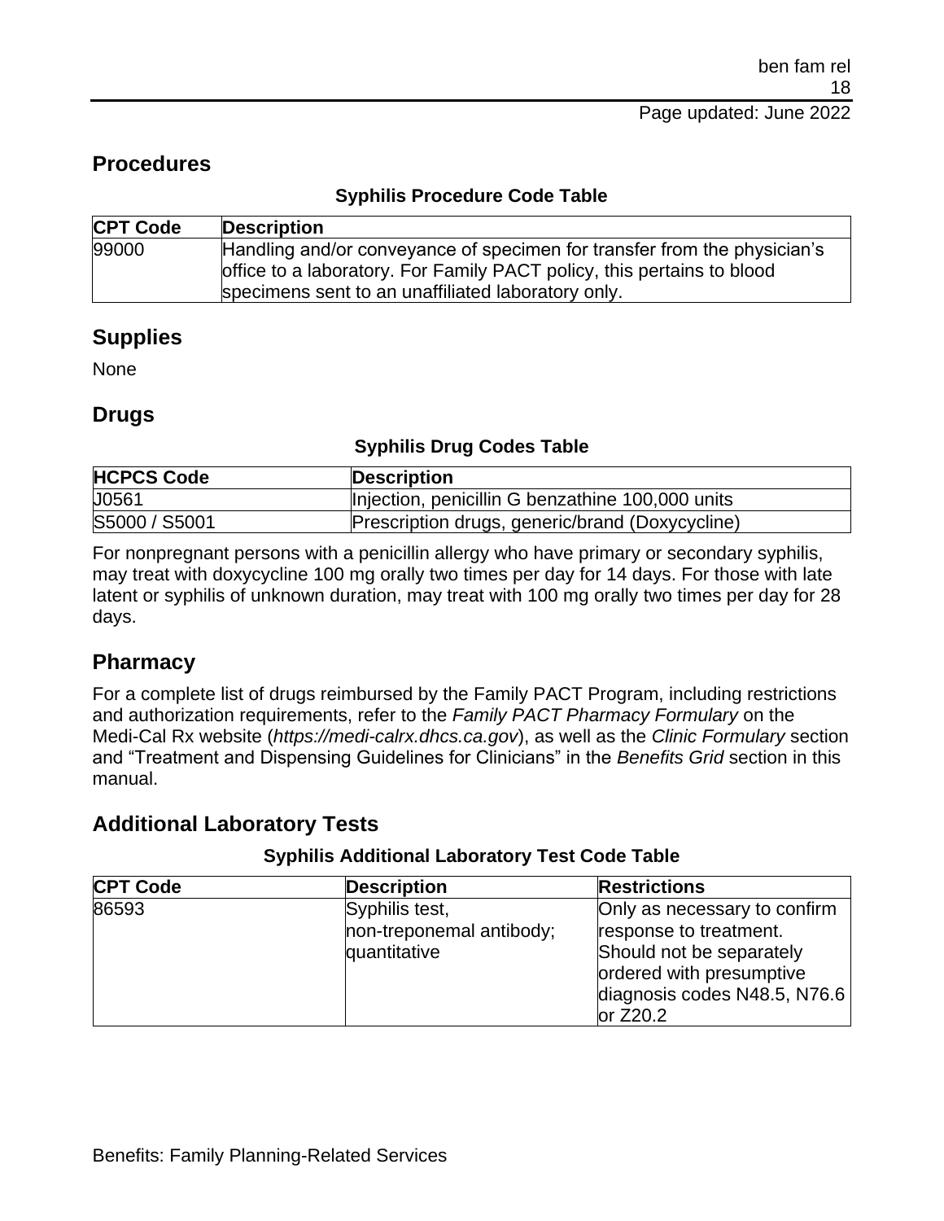## Procedures

**Syphilis Procedure Code Table**

| CPT Code | Description |
|---|---|
| 99000 | Handling and/or conveyance of specimen for transfer from the physician's office to a laboratory. For Family PACT policy, this pertains to blood specimens sent to an unaffiliated laboratory only. |

## Supplies

None

## Drugs

**Syphilis Drug Codes Table**

| HCPCS Code | Description |
|---|---|
| J0561 | Injection, penicillin G benzathine 100,000 units |
| S5000 / S5001 | Prescription drugs, generic/brand (Doxycycline) |

For nonpregnant persons with a penicillin allergy who have primary or secondary syphilis, may treat with doxycycline 100 mg orally two times per day for 14 days. For those with late latent or syphilis of unknown duration, may treat with 100 mg orally two times per day for 28 days.

## Pharmacy

For a complete list of drugs reimbursed by the Family PACT Program, including restrictions and authorization requirements, refer to the *Family PACT Pharmacy Formulary* on the Medi-Cal Rx website (*https://medi-calrx.dhcs.ca.gov*), as well as the *Clinic Formulary* section and "Treatment and Dispensing Guidelines for Clinicians" in the *Benefits Grid* section in this manual.

## Additional Laboratory Tests

**Syphilis Additional Laboratory Test Code Table**

| CPT Code | Description | Restrictions |
|---|---|---|
| 86593 | Syphilis test, non-treponemal antibody; quantitative | Only as necessary to confirm response to treatment. Should not be separately ordered with presumptive diagnosis codes N48.5, N76.6 or Z20.2 |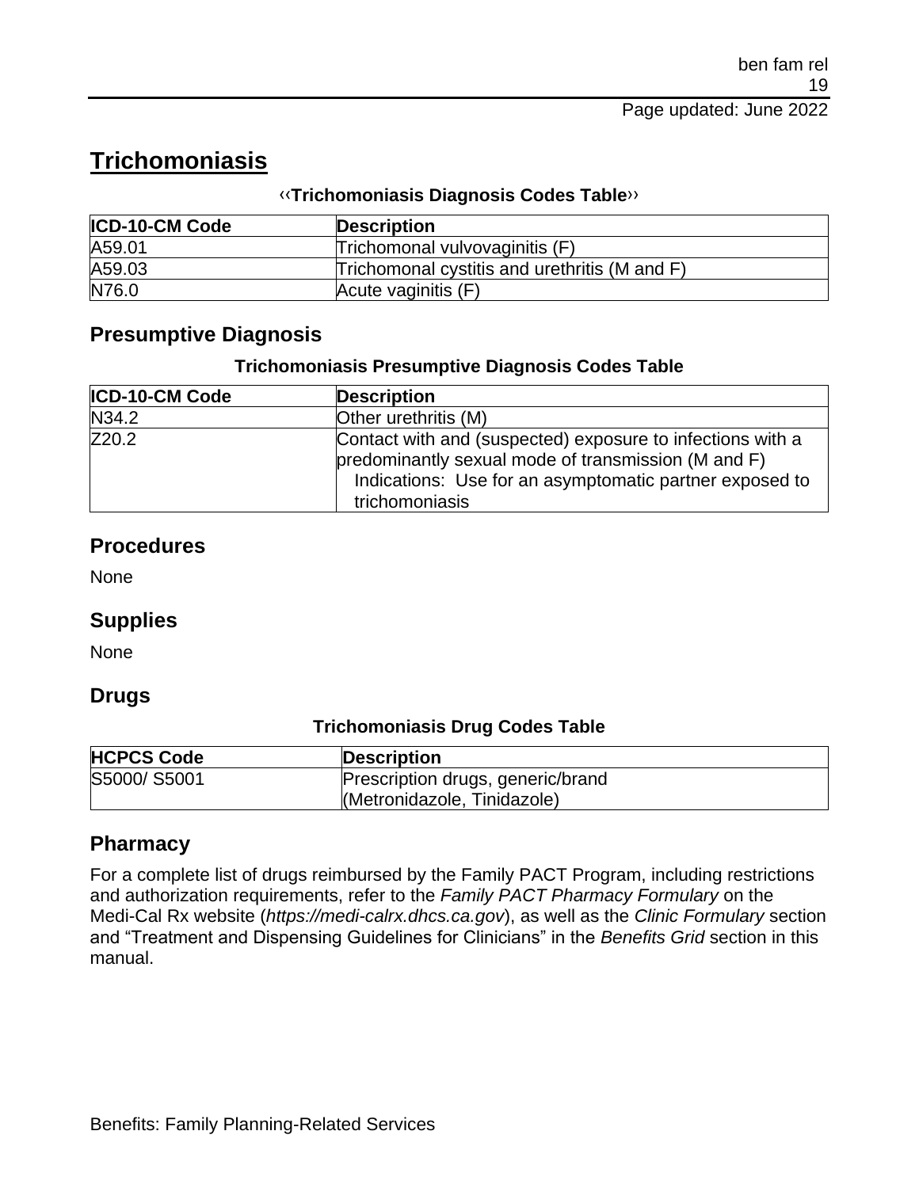# Trichomoniasis

**‹‹Trichomoniasis Diagnosis Codes Table››**

| ICD-10-CM Code | Description |
|---|---|
| A59.01 | Trichomonal vulvovaginitis (F) |
| A59.03 | Trichomonal cystitis and urethritis (M and F) |
| N76.0 | Acute vaginitis (F) |

## Presumptive Diagnosis

**Trichomoniasis Presumptive Diagnosis Codes Table**

| ICD-10-CM Code | Description |
|---|---|
| N34.2 | Other urethritis (M) |
| Z20.2 | Contact with and (suspected) exposure to infections with a predominantly sexual mode of transmission (M and F) Indications: Use for an asymptomatic partner exposed to trichomoniasis |

## Procedures

None

## Supplies

None

## Drugs

**Trichomoniasis Drug Codes Table**

| HCPCS Code | Description |
|---|---|
| S5000/ S5001 | Prescription drugs, generic/brand (Metronidazole, Tinidazole) |

## Pharmacy

For a complete list of drugs reimbursed by the Family PACT Program, including restrictions and authorization requirements, refer to the *Family PACT Pharmacy Formulary* on the Medi-Cal Rx website (*https://medi-calrx.dhcs.ca.gov*), as well as the *Clinic Formulary* section and "Treatment and Dispensing Guidelines for Clinicians" in the *Benefits Grid* section in this manual.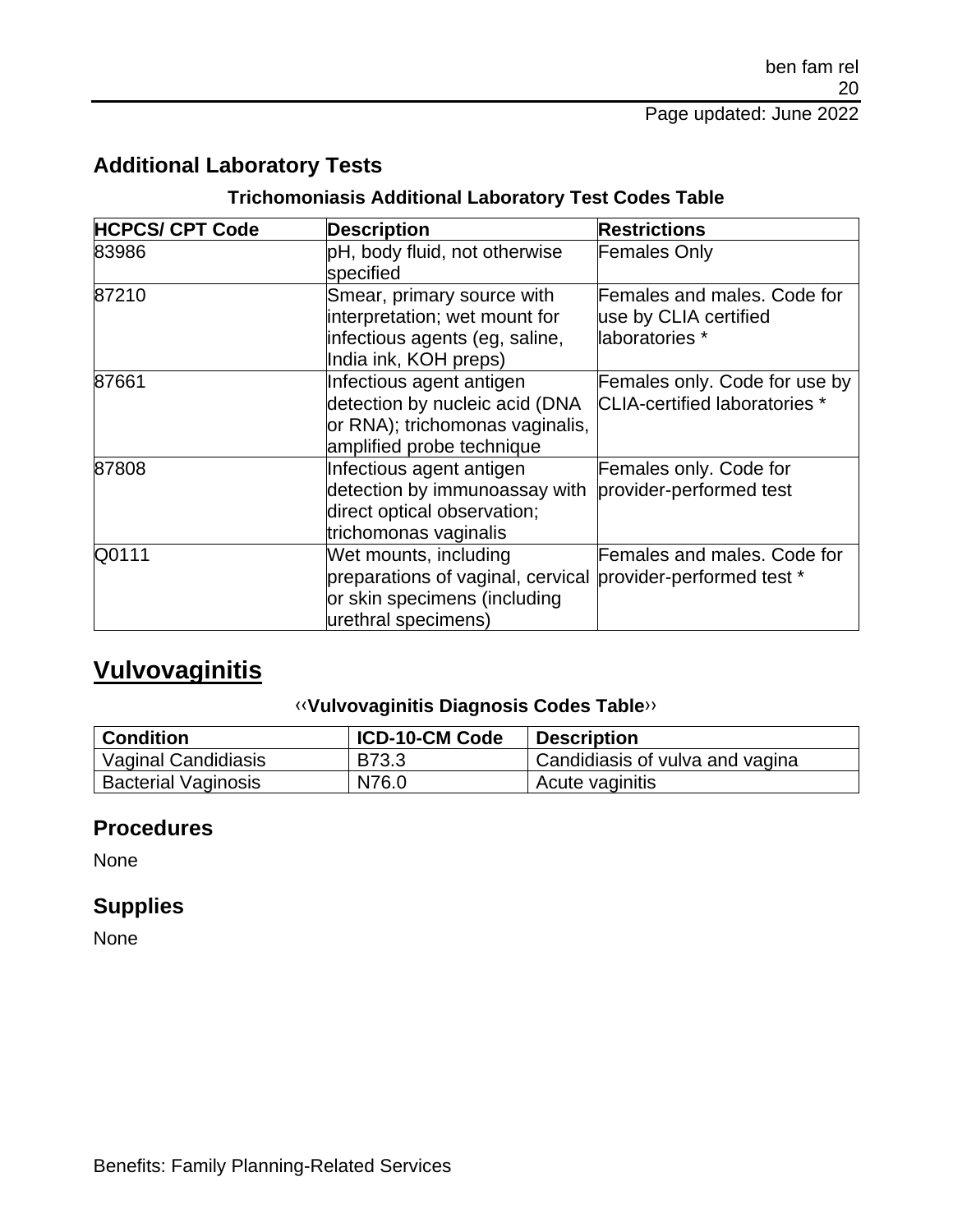## Additional Laboratory Tests

**Trichomoniasis Additional Laboratory Test Codes Table**

| HCPCS/ CPT Code | Description | Restrictions |
|---|---|---|
| 83986 | pH, body fluid, not otherwise specified | Females Only |
| 87210 | Smear, primary source with interpretation; wet mount for infectious agents (eg, saline, India ink, KOH preps) | Females and males. Code for use by CLIA certified laboratories * |
| 87661 | Infectious agent antigen detection by nucleic acid (DNA or RNA); trichomonas vaginalis, amplified probe technique | Females only. Code for use by CLIA-certified laboratories * |
| 87808 | Infectious agent antigen detection by immunoassay with direct optical observation; trichomonas vaginalis | Females only. Code for provider-performed test |
| Q0111 | Wet mounts, including preparations of vaginal, cervical or skin specimens (including urethral specimens) | Females and males. Code for provider-performed test * |

# Vulvovaginitis

**‹‹Vulvovaginitis Diagnosis Codes Table››**

| Condition | ICD-10-CM Code | Description |
|---|---|---|
| Vaginal Candidiasis | B73.3 | Candidiasis of vulva and vagina |
| Bacterial Vaginosis | N76.0 | Acute vaginitis |

## Procedures

None

## Supplies

None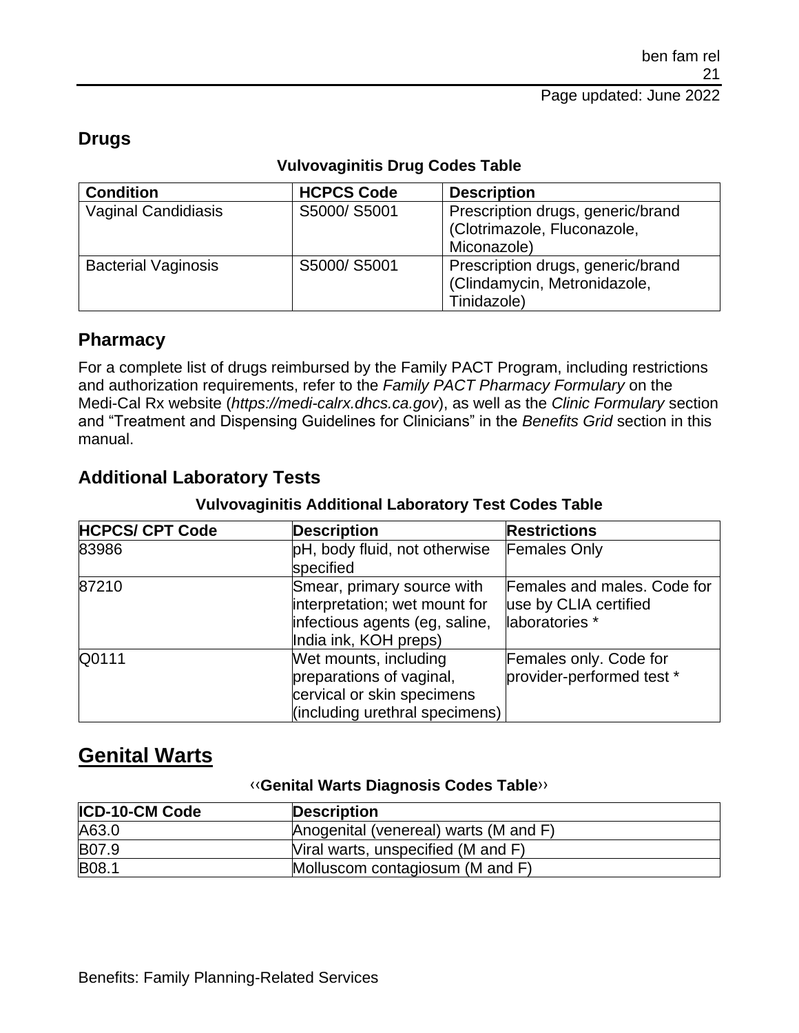## Drugs

**Vulvovaginitis Drug Codes Table**

| Condition | HCPCS Code | Description |
|---|---|---|
| Vaginal Candidiasis | S5000/ S5001 | Prescription drugs, generic/brand (Clotrimazole, Fluconazole, Miconazole) |
| Bacterial Vaginosis | S5000/ S5001 | Prescription drugs, generic/brand (Clindamycin, Metronidazole, Tinidazole) |

## Pharmacy

For a complete list of drugs reimbursed by the Family PACT Program, including restrictions and authorization requirements, refer to the *Family PACT Pharmacy Formulary* on the Medi-Cal Rx website (*https://medi-calrx.dhcs.ca.gov*), as well as the *Clinic Formulary* section and "Treatment and Dispensing Guidelines for Clinicians" in the *Benefits Grid* section in this manual.

## Additional Laboratory Tests

**Vulvovaginitis Additional Laboratory Test Codes Table**

| HCPCS/ CPT Code | Description | Restrictions |
|---|---|---|
| 83986 | pH, body fluid, not otherwise specified | Females Only |
| 87210 | Smear, primary source with interpretation; wet mount for infectious agents (eg, saline, India ink, KOH preps) | Females and males. Code for use by CLIA certified laboratories * |
| Q0111 | Wet mounts, including preparations of vaginal, cervical or skin specimens (including urethral specimens) | Females only. Code for provider-performed test * |

# Genital Warts

‹‹**Genital Warts Diagnosis Codes Table**››

| ICD-10-CM Code | Description |
|---|---|
| A63.0 | Anogenital (venereal) warts (M and F) |
| B07.9 | Viral warts, unspecified (M and F) |
| B08.1 | Molluscom contagiosum (M and F) |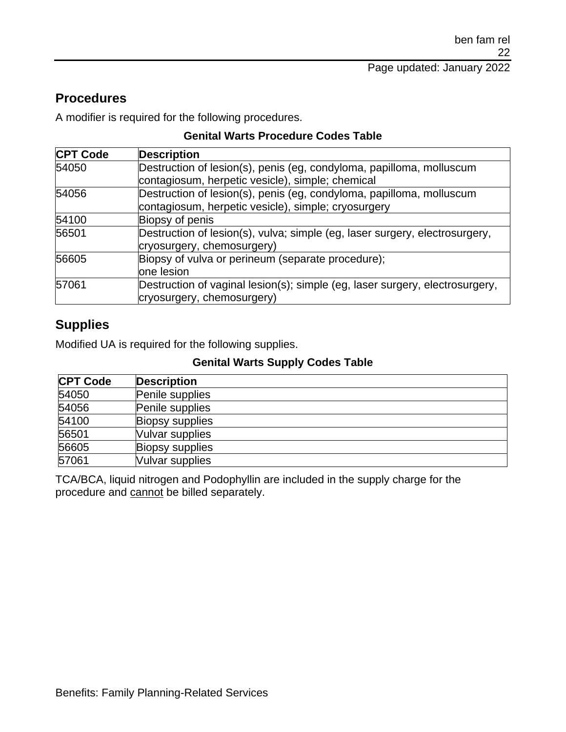## Procedures

A modifier is required for the following procedures.

**Genital Warts Procedure Codes Table**

| CPT Code | Description |
| --- | --- |
| 54050 | Destruction of lesion(s), penis (eg, condyloma, papilloma, molluscum contagiosum, herpetic vesicle), simple; chemical |
| 54056 | Destruction of lesion(s), penis (eg, condyloma, papilloma, molluscum contagiosum, herpetic vesicle), simple; cryosurgery |
| 54100 | Biopsy of penis |
| 56501 | Destruction of lesion(s), vulva; simple (eg, laser surgery, electrosurgery, cryosurgery, chemosurgery) |
| 56605 | Biopsy of vulva or perineum (separate procedure); one lesion |
| 57061 | Destruction of vaginal lesion(s); simple (eg, laser surgery, electrosurgery, cryosurgery, chemosurgery) |

## Supplies

Modified UA is required for the following supplies.

**Genital Warts Supply Codes Table**

| CPT Code | Description |
| --- | --- |
| 54050 | Penile supplies |
| 54056 | Penile supplies |
| 54100 | Biopsy supplies |
| 56501 | Vulvar supplies |
| 56605 | Biopsy supplies |
| 57061 | Vulvar supplies |

TCA/BCA, liquid nitrogen and Podophyllin are included in the supply charge for the procedure and cannot be billed separately.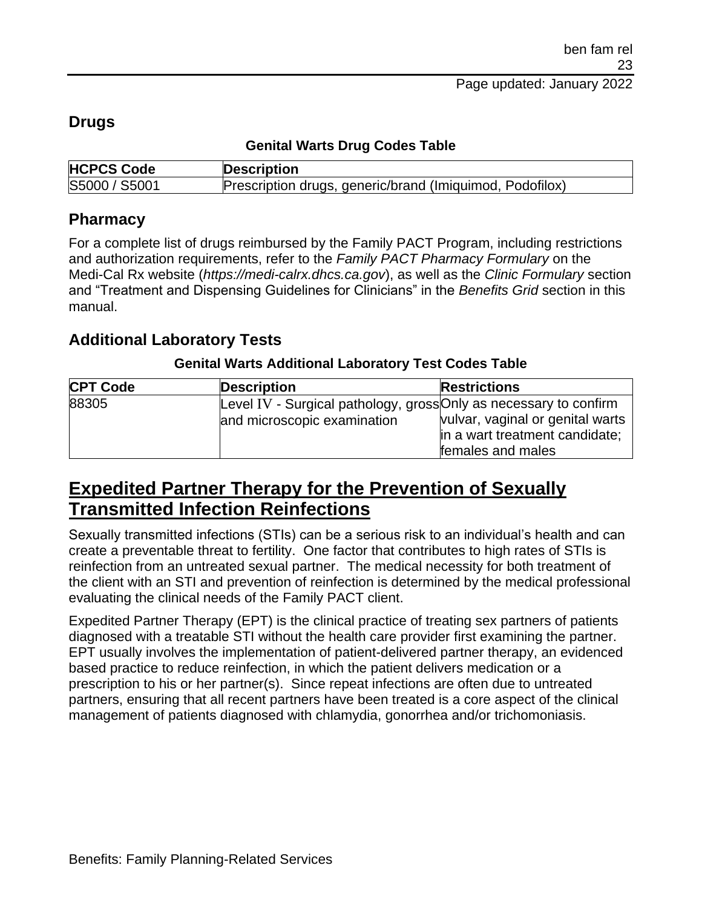## Drugs

**Genital Warts Drug Codes Table**

| HCPCS Code | Description |
| --- | --- |
| S5000 / S5001 | Prescription drugs, generic/brand (Imiquimod, Podofilox) |

## Pharmacy

For a complete list of drugs reimbursed by the Family PACT Program, including restrictions and authorization requirements, refer to the *Family PACT Pharmacy Formulary* on the Medi-Cal Rx website (*https://medi-calrx.dhcs.ca.gov*), as well as the *Clinic Formulary* section and "Treatment and Dispensing Guidelines for Clinicians" in the *Benefits Grid* section in this manual.

## Additional Laboratory Tests

**Genital Warts Additional Laboratory Test Codes Table**

| CPT Code | Description | Restrictions |
| --- | --- | --- |
| 88305 | Level IV - Surgical pathology, gross and microscopic examination | Only as necessary to confirm vulvar, vaginal or genital warts in a wart treatment candidate; females and males |

# Expedited Partner Therapy for the Prevention of Sexually Transmitted Infection Reinfections

Sexually transmitted infections (STIs) can be a serious risk to an individual's health and can create a preventable threat to fertility. One factor that contributes to high rates of STIs is reinfection from an untreated sexual partner. The medical necessity for both treatment of the client with an STI and prevention of reinfection is determined by the medical professional evaluating the clinical needs of the Family PACT client.

Expedited Partner Therapy (EPT) is the clinical practice of treating sex partners of patients diagnosed with a treatable STI without the health care provider first examining the partner. EPT usually involves the implementation of patient-delivered partner therapy, an evidenced based practice to reduce reinfection, in which the patient delivers medication or a prescription to his or her partner(s). Since repeat infections are often due to untreated partners, ensuring that all recent partners have been treated is a core aspect of the clinical management of patients diagnosed with chlamydia, gonorrhea and/or trichomoniasis.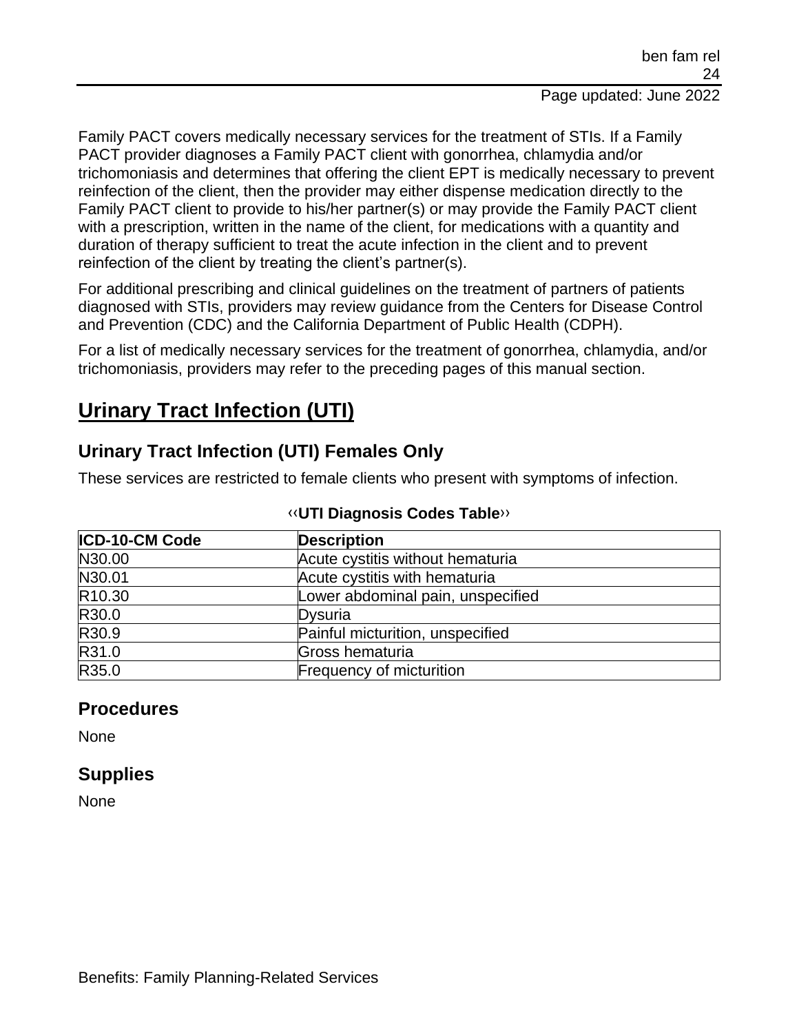Family PACT covers medically necessary services for the treatment of STIs. If a Family PACT provider diagnoses a Family PACT client with gonorrhea, chlamydia and/or trichomoniasis and determines that offering the client EPT is medically necessary to prevent reinfection of the client, then the provider may either dispense medication directly to the Family PACT client to provide to his/her partner(s) or may provide the Family PACT client with a prescription, written in the name of the client, for medications with a quantity and duration of therapy sufficient to treat the acute infection in the client and to prevent reinfection of the client by treating the client's partner(s).

For additional prescribing and clinical guidelines on the treatment of partners of patients diagnosed with STIs, providers may review guidance from the Centers for Disease Control and Prevention (CDC) and the California Department of Public Health (CDPH).

For a list of medically necessary services for the treatment of gonorrhea, chlamydia, and/or trichomoniasis, providers may refer to the preceding pages of this manual section.

# Urinary Tract Infection (UTI)

## Urinary Tract Infection (UTI) Females Only

These services are restricted to female clients who present with symptoms of infection.

‹‹**UTI Diagnosis Codes Table**››

| ICD-10-CM Code | Description |
|---|---|
| N30.00 | Acute cystitis without hematuria |
| N30.01 | Acute cystitis with hematuria |
| R10.30 | Lower abdominal pain, unspecified |
| R30.0 | Dysuria |
| R30.9 | Painful micturition, unspecified |
| R31.0 | Gross hematuria |
| R35.0 | Frequency of micturition |

## Procedures

None

## Supplies

None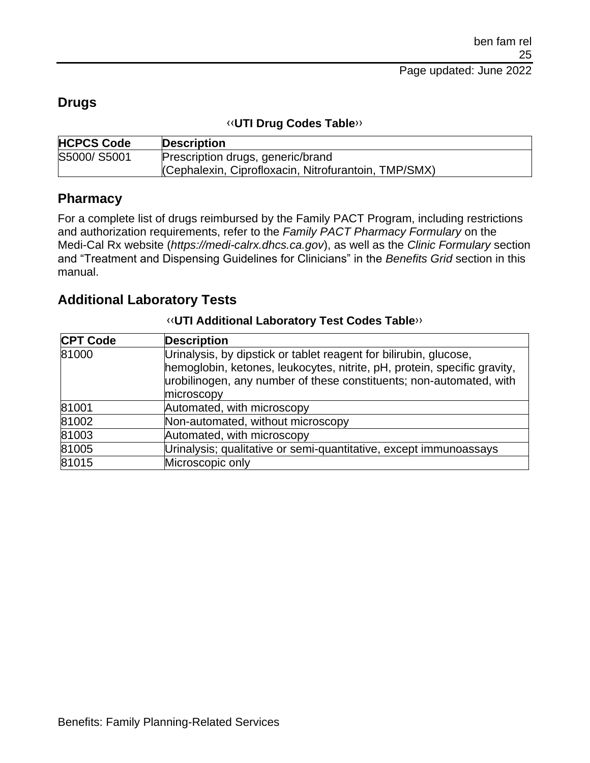## Drugs

‹‹**UTI Drug Codes Table**››

| HCPCS Code | Description |
| --- | --- |
| S5000/ S5001 | Prescription drugs, generic/brand<br>(Cephalexin, Ciprofloxacin, Nitrofurantoin, TMP/SMX) |

## Pharmacy

For a complete list of drugs reimbursed by the Family PACT Program, including restrictions and authorization requirements, refer to the *Family PACT Pharmacy Formulary* on the Medi-Cal Rx website (*https://medi-calrx.dhcs.ca.gov*), as well as the *Clinic Formulary* section and "Treatment and Dispensing Guidelines for Clinicians" in the *Benefits Grid* section in this manual.

## Additional Laboratory Tests

‹‹**UTI Additional Laboratory Test Codes Table**››

| CPT Code | Description |
| --- | --- |
| 81000 | Urinalysis, by dipstick or tablet reagent for bilirubin, glucose, hemoglobin, ketones, leukocytes, nitrite, pH, protein, specific gravity, urobilinogen, any number of these constituents; non-automated, with microscopy |
| 81001 | Automated, with microscopy |
| 81002 | Non-automated, without microscopy |
| 81003 | Automated, with microscopy |
| 81005 | Urinalysis; qualitative or semi-quantitative, except immunoassays |
| 81015 | Microscopic only |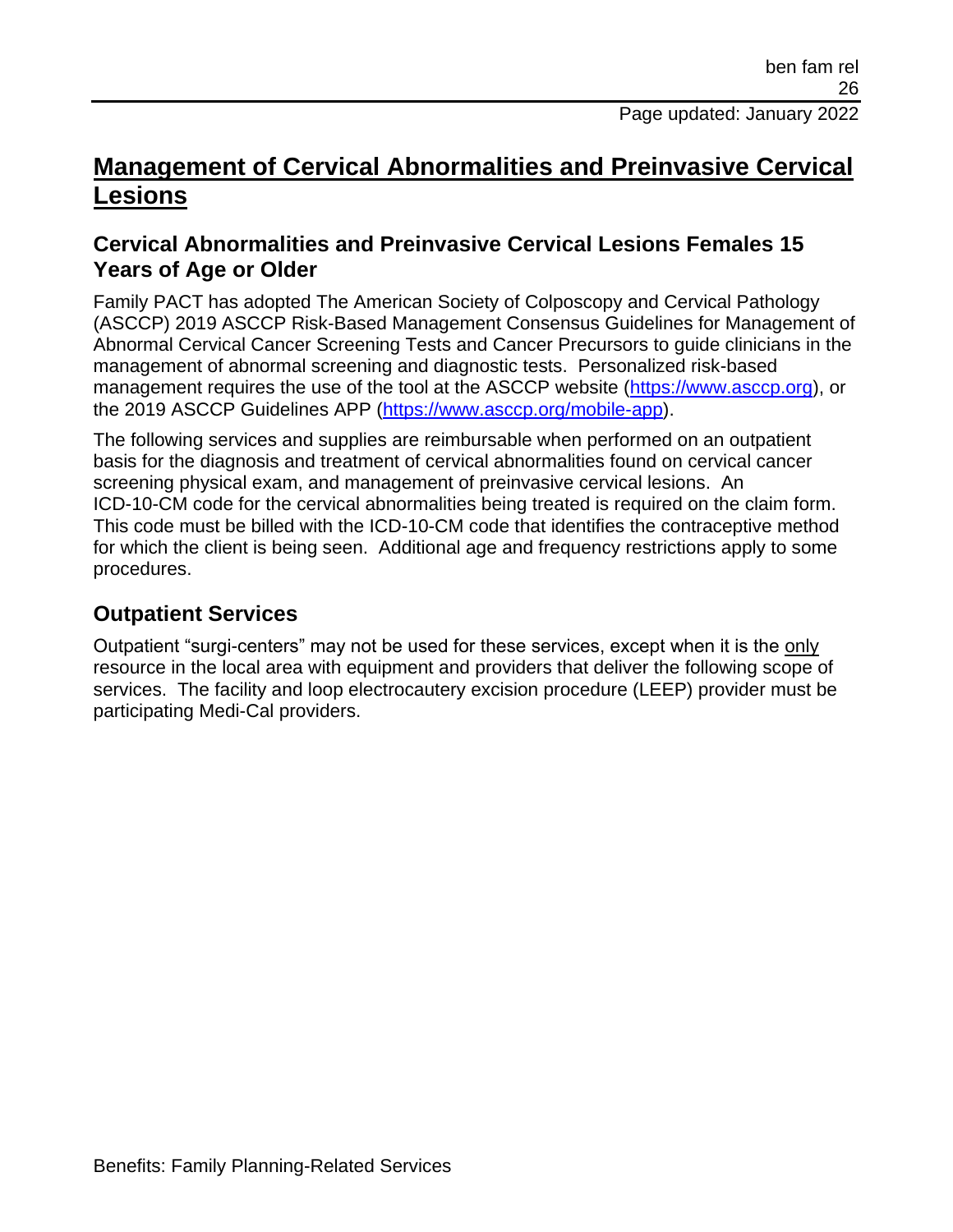# Management of Cervical Abnormalities and Preinvasive Cervical Lesions

## Cervical Abnormalities and Preinvasive Cervical Lesions Females 15 Years of Age or Older

Family PACT has adopted The American Society of Colposcopy and Cervical Pathology (ASCCP) 2019 ASCCP Risk-Based Management Consensus Guidelines for Management of Abnormal Cervical Cancer Screening Tests and Cancer Precursors to guide clinicians in the management of abnormal screening and diagnostic tests. Personalized risk-based management requires the use of the tool at the ASCCP website (https://www.asccp.org), or the 2019 ASCCP Guidelines APP (https://www.asccp.org/mobile-app).

The following services and supplies are reimbursable when performed on an outpatient basis for the diagnosis and treatment of cervical abnormalities found on cervical cancer screening physical exam, and management of preinvasive cervical lesions. An ICD-10-CM code for the cervical abnormalities being treated is required on the claim form. This code must be billed with the ICD-10-CM code that identifies the contraceptive method for which the client is being seen. Additional age and frequency restrictions apply to some procedures.

## Outpatient Services

Outpatient "surgi-centers" may not be used for these services, except when it is the only resource in the local area with equipment and providers that deliver the following scope of services. The facility and loop electrocautery excision procedure (LEEP) provider must be participating Medi-Cal providers.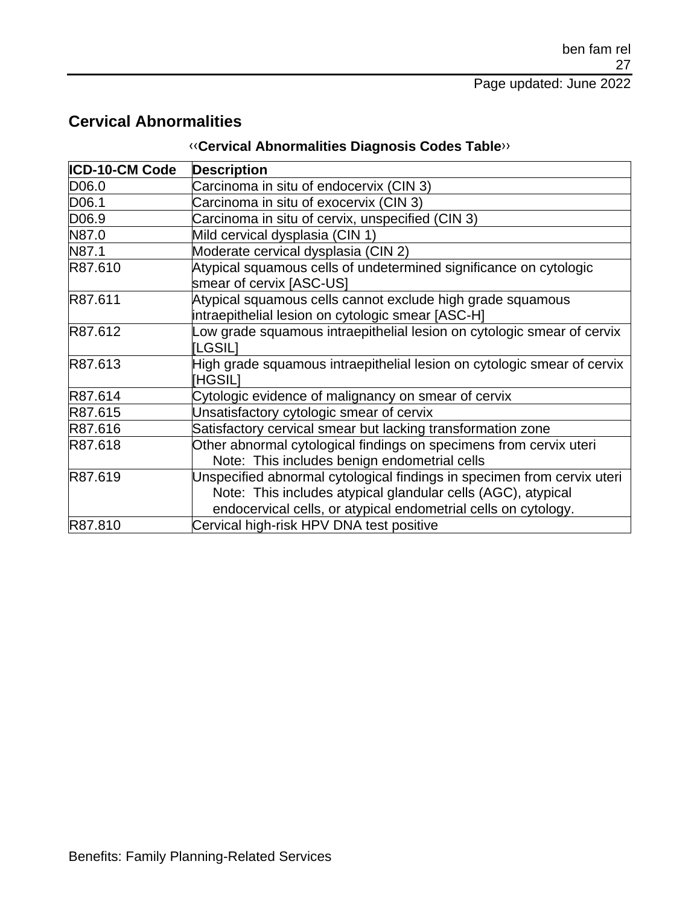## Cervical Abnormalities

**‹‹Cervical Abnormalities Diagnosis Codes Table››**

| ICD-10-CM Code | Description |
|---|---|
| D06.0 | Carcinoma in situ of endocervix (CIN 3) |
| D06.1 | Carcinoma in situ of exocervix (CIN 3) |
| D06.9 | Carcinoma in situ of cervix, unspecified (CIN 3) |
| N87.0 | Mild cervical dysplasia (CIN 1) |
| N87.1 | Moderate cervical dysplasia (CIN 2) |
| R87.610 | Atypical squamous cells of undetermined significance on cytologic smear of cervix [ASC-US] |
| R87.611 | Atypical squamous cells cannot exclude high grade squamous intraepithelial lesion on cytologic smear [ASC-H] |
| R87.612 | Low grade squamous intraepithelial lesion on cytologic smear of cervix [LGSIL] |
| R87.613 | High grade squamous intraepithelial lesion on cytologic smear of cervix [HGSIL] |
| R87.614 | Cytologic evidence of malignancy on smear of cervix |
| R87.615 | Unsatisfactory cytologic smear of cervix |
| R87.616 | Satisfactory cervical smear but lacking transformation zone |
| R87.618 | Other abnormal cytological findings on specimens from cervix uteri<br>Note: This includes benign endometrial cells |
| R87.619 | Unspecified abnormal cytological findings in specimen from cervix uteri<br>Note: This includes atypical glandular cells (AGC), atypical endocervical cells, or atypical endometrial cells on cytology. |
| R87.810 | Cervical high-risk HPV DNA test positive |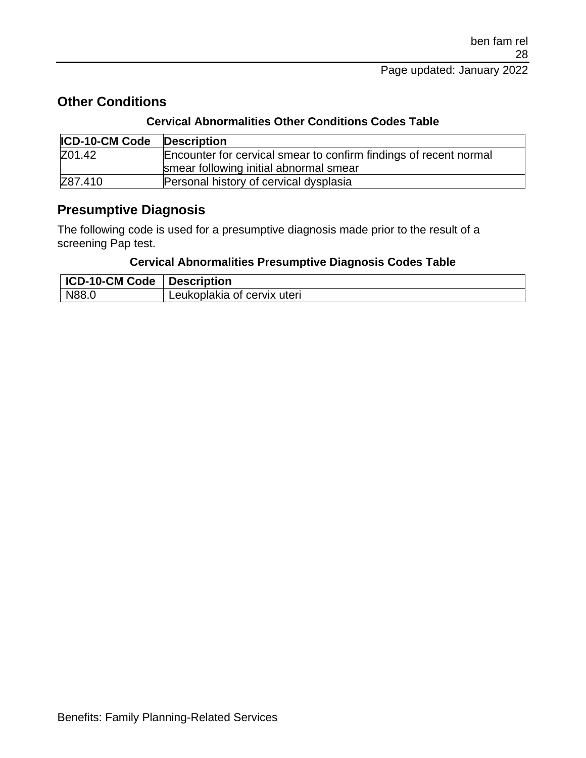## Other Conditions

**Cervical Abnormalities Other Conditions Codes Table**

| ICD-10-CM Code | Description |
| --- | --- |
| Z01.42 | Encounter for cervical smear to confirm findings of recent normal smear following initial abnormal smear |
| Z87.410 | Personal history of cervical dysplasia |

## Presumptive Diagnosis

The following code is used for a presumptive diagnosis made prior to the result of a screening Pap test.

**Cervical Abnormalities Presumptive Diagnosis Codes Table**

| ICD-10-CM Code | Description |
| --- | --- |
| N88.0 | Leukoplakia of cervix uteri |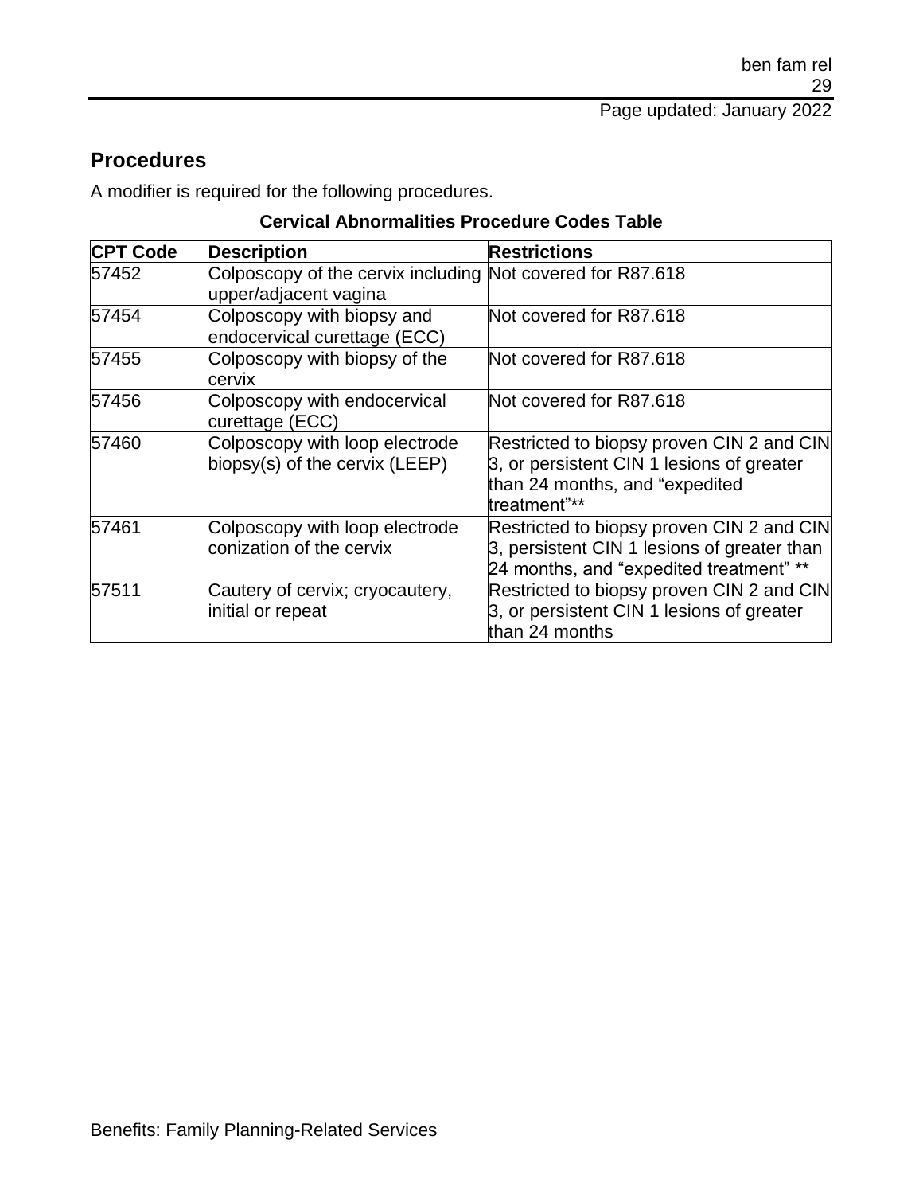## Procedures

A modifier is required for the following procedures.

**Cervical Abnormalities Procedure Codes Table**

| CPT Code | Description | Restrictions |
|---|---|---|
| 57452 | Colposcopy of the cervix including upper/adjacent vagina | Not covered for R87.618 |
| 57454 | Colposcopy with biopsy and endocervical curettage (ECC) | Not covered for R87.618 |
| 57455 | Colposcopy with biopsy of the cervix | Not covered for R87.618 |
| 57456 | Colposcopy with endocervical curettage (ECC) | Not covered for R87.618 |
| 57460 | Colposcopy with loop electrode biopsy(s) of the cervix (LEEP) | Restricted to biopsy proven CIN 2 and CIN 3, or persistent CIN 1 lesions of greater than 24 months, and "expedited treatment"** |
| 57461 | Colposcopy with loop electrode conization of the cervix | Restricted to biopsy proven CIN 2 and CIN 3, persistent CIN 1 lesions of greater than 24 months, and "expedited treatment" ** |
| 57511 | Cautery of cervix; cryocautery, initial or repeat | Restricted to biopsy proven CIN 2 and CIN 3, or persistent CIN 1 lesions of greater than 24 months |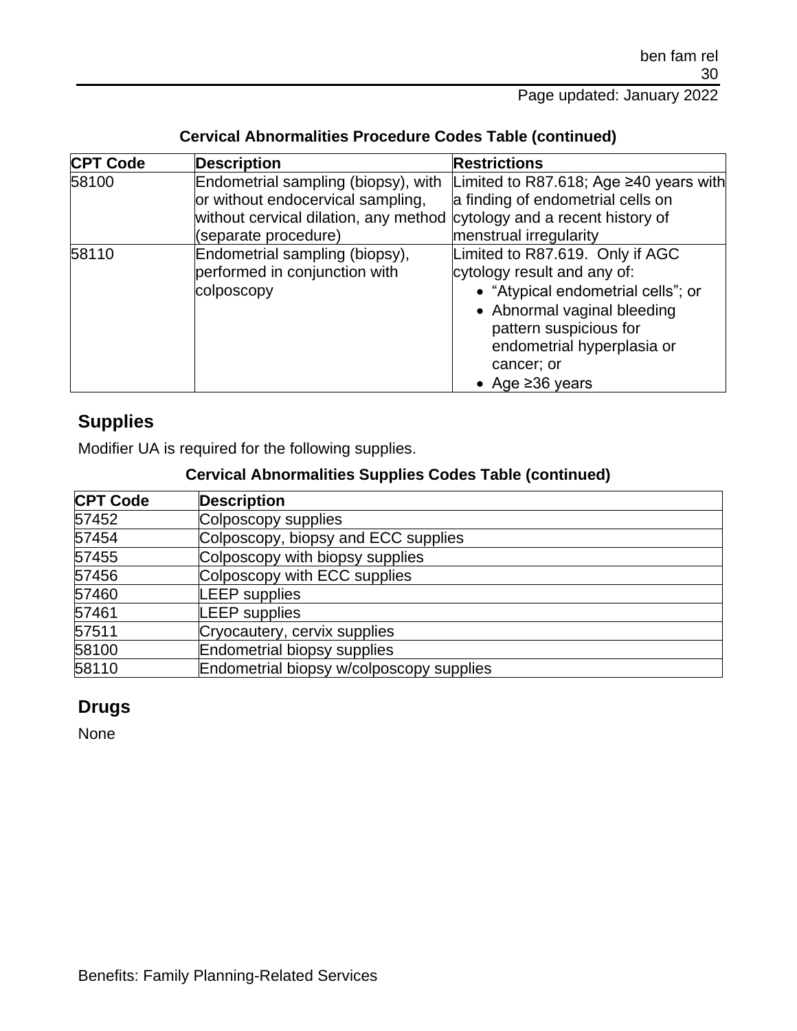**Cervical Abnormalities Procedure Codes Table (continued)**

| CPT Code | Description | Restrictions |
|---|---|---|
| 58100 | Endometrial sampling (biopsy), with or without endocervical sampling, without cervical dilation, any method (separate procedure) | Limited to R87.618; Age ≥40 years with a finding of endometrial cells on cytology and a recent history of menstrual irregularity |
| 58110 | Endometrial sampling (biopsy), performed in conjunction with colposcopy | Limited to R87.619. Only if AGC cytology result and any of:<br>• "Atypical endometrial cells"; or<br>• Abnormal vaginal bleeding pattern suspicious for endometrial hyperplasia or cancer; or<br>• Age ≥36 years |

## Supplies

Modifier UA is required for the following supplies.

**Cervical Abnormalities Supplies Codes Table (continued)**

| CPT Code | Description |
|---|---|
| 57452 | Colposcopy supplies |
| 57454 | Colposcopy, biopsy and ECC supplies |
| 57455 | Colposcopy with biopsy supplies |
| 57456 | Colposcopy with ECC supplies |
| 57460 | LEEP supplies |
| 57461 | LEEP supplies |
| 57511 | Cryocautery, cervix supplies |
| 58100 | Endometrial biopsy supplies |
| 58110 | Endometrial biopsy w/colposcopy supplies |

## Drugs

None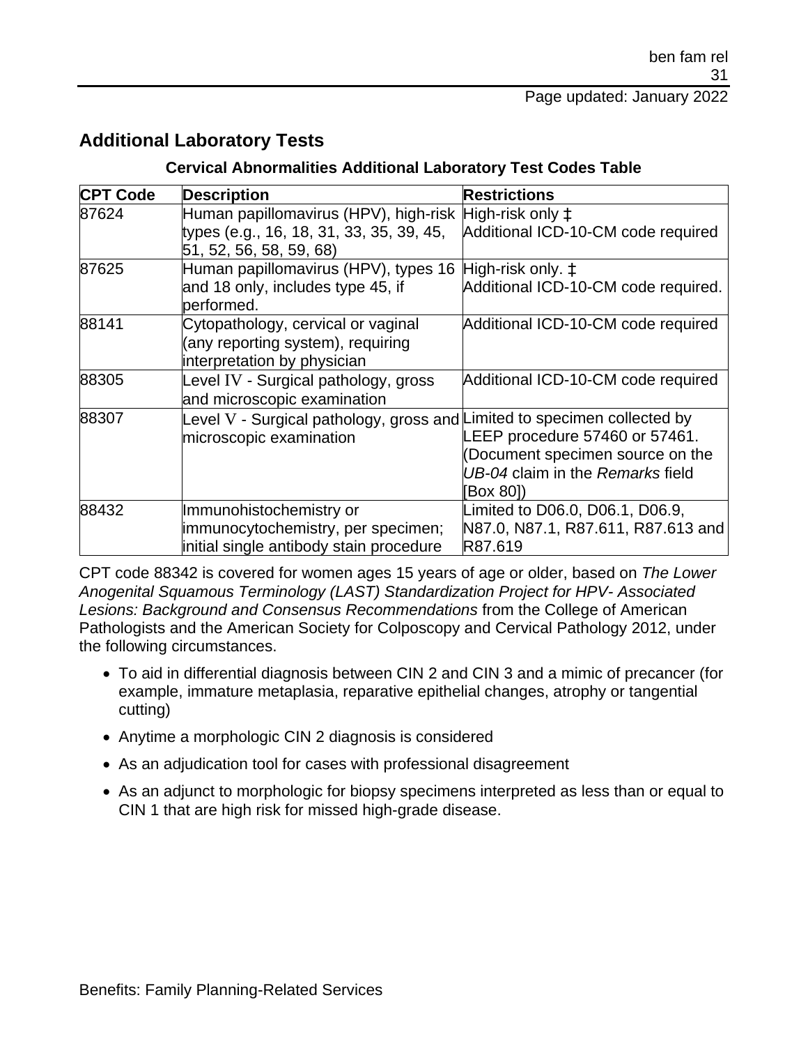## Additional Laboratory Tests

**Cervical Abnormalities Additional Laboratory Test Codes Table**

| CPT Code | Description | Restrictions |
|---|---|---|
| 87624 | Human papillomavirus (HPV), high-risk types (e.g., 16, 18, 31, 33, 35, 39, 45, 51, 52, 56, 58, 59, 68) | High-risk only ‡<br>Additional ICD-10-CM code required |
| 87625 | Human papillomavirus (HPV), types 16 and 18 only, includes type 45, if performed. | High-risk only. ‡<br>Additional ICD-10-CM code required. |
| 88141 | Cytopathology, cervical or vaginal (any reporting system), requiring interpretation by physician | Additional ICD-10-CM code required |
| 88305 | Level IV - Surgical pathology, gross and microscopic examination | Additional ICD-10-CM code required |
| 88307 | Level V - Surgical pathology, gross and microscopic examination | Limited to specimen collected by LEEP procedure 57460 or 57461. (Document specimen source on the *UB-04* claim in the *Remarks* field [Box 80]) |
| 88432 | Immunohistochemistry or immunocytochemistry, per specimen; initial single antibody stain procedure | Limited to D06.0, D06.1, D06.9, N87.0, N87.1, R87.611, R87.613 and R87.619 |

CPT code 88342 is covered for women ages 15 years of age or older, based on *The Lower Anogenital Squamous Terminology (LAST) Standardization Project for HPV- Associated Lesions: Background and Consensus Recommendations* from the College of American Pathologists and the American Society for Colposcopy and Cervical Pathology 2012, under the following circumstances.

- To aid in differential diagnosis between CIN 2 and CIN 3 and a mimic of precancer (for example, immature metaplasia, reparative epithelial changes, atrophy or tangential cutting)
- Anytime a morphologic CIN 2 diagnosis is considered
- As an adjudication tool for cases with professional disagreement
- As an adjunct to morphologic for biopsy specimens interpreted as less than or equal to CIN 1 that are high risk for missed high-grade disease.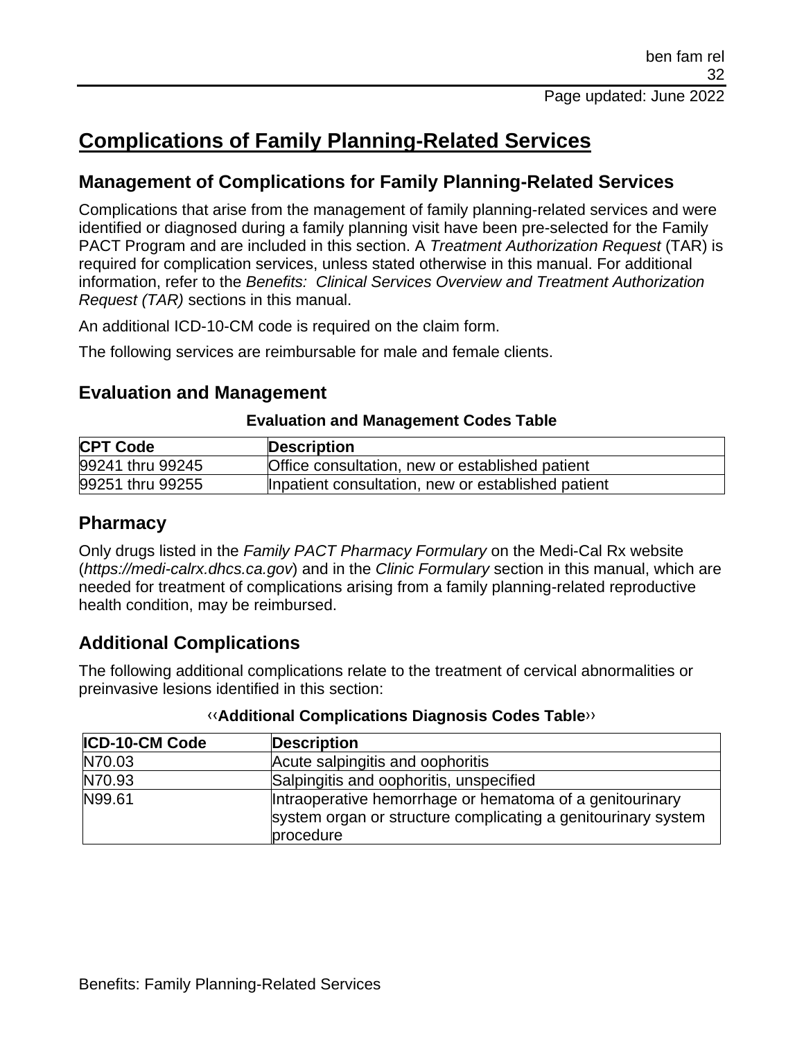# Complications of Family Planning-Related Services

## Management of Complications for Family Planning-Related Services

Complications that arise from the management of family planning-related services and were identified or diagnosed during a family planning visit have been pre-selected for the Family PACT Program and are included in this section. A *Treatment Authorization Request* (TAR) is required for complication services, unless stated otherwise in this manual. For additional information, refer to the *Benefits: Clinical Services Overview and Treatment Authorization Request (TAR)* sections in this manual.

An additional ICD-10-CM code is required on the claim form.

The following services are reimbursable for male and female clients.

## Evaluation and Management

**Evaluation and Management Codes Table**

| CPT Code | Description |
| --- | --- |
| 99241 thru 99245 | Office consultation, new or established patient |
| 99251 thru 99255 | Inpatient consultation, new or established patient |

## Pharmacy

Only drugs listed in the *Family PACT Pharmacy Formulary* on the Medi-Cal Rx website (*https://medi-calrx.dhcs.ca.gov*) and in the *Clinic Formulary* section in this manual, which are needed for treatment of complications arising from a family planning-related reproductive health condition, may be reimbursed.

## Additional Complications

The following additional complications relate to the treatment of cervical abnormalities or preinvasive lesions identified in this section:

‹‹**Additional Complications Diagnosis Codes Table**››

| ICD-10-CM Code | Description |
| --- | --- |
| N70.03 | Acute salpingitis and oophoritis |
| N70.93 | Salpingitis and oophoritis, unspecified |
| N99.61 | Intraoperative hemorrhage or hematoma of a genitourinary system organ or structure complicating a genitourinary system procedure |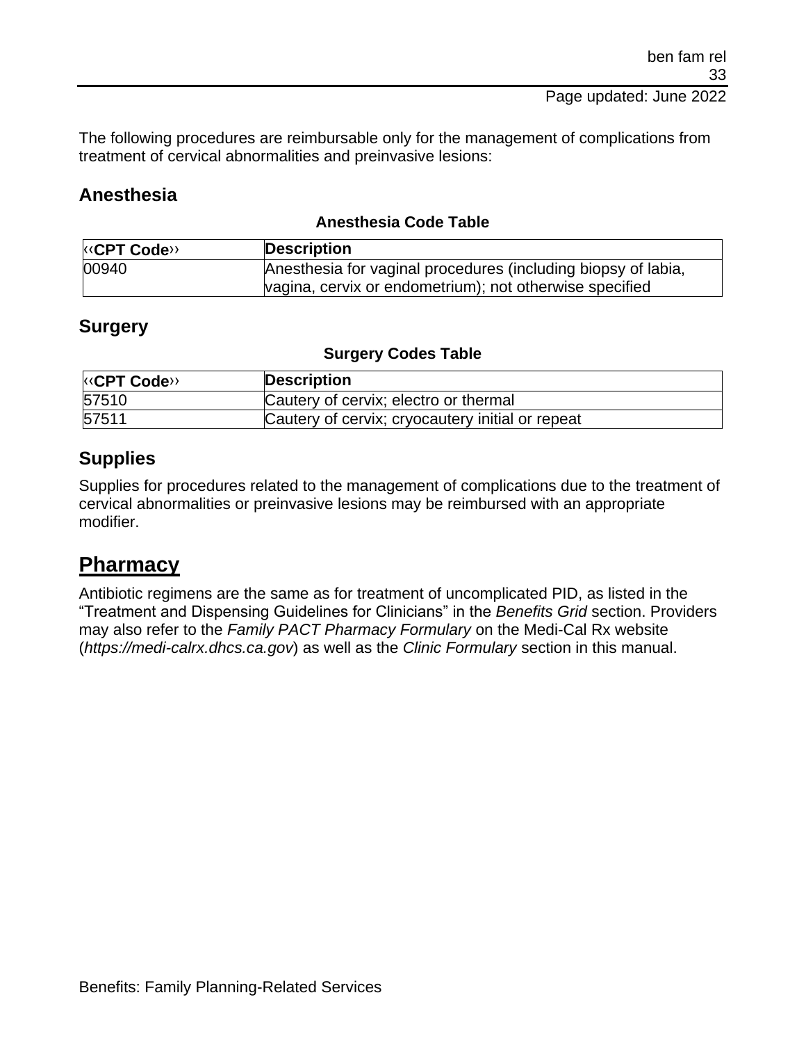The following procedures are reimbursable only for the management of complications from treatment of cervical abnormalities and preinvasive lesions:

### Anesthesia

**Anesthesia Code Table**

| ‹‹CPT Code›› | Description |
|---|---|
| 00940 | Anesthesia for vaginal procedures (including biopsy of labia, vagina, cervix or endometrium); not otherwise specified |

### Surgery

**Surgery Codes Table**

| ‹‹CPT Code›› | Description |
|---|---|
| 57510 | Cautery of cervix; electro or thermal |
| 57511 | Cautery of cervix; cryocautery initial or repeat |

### Supplies

Supplies for procedures related to the management of complications due to the treatment of cervical abnormalities or preinvasive lesions may be reimbursed with an appropriate modifier.

## Pharmacy

Antibiotic regimens are the same as for treatment of uncomplicated PID, as listed in the "Treatment and Dispensing Guidelines for Clinicians" in the *Benefits Grid* section. Providers may also refer to the *Family PACT Pharmacy Formulary* on the Medi-Cal Rx website (*https://medi-calrx.dhcs.ca.gov*) as well as the *Clinic Formulary* section in this manual.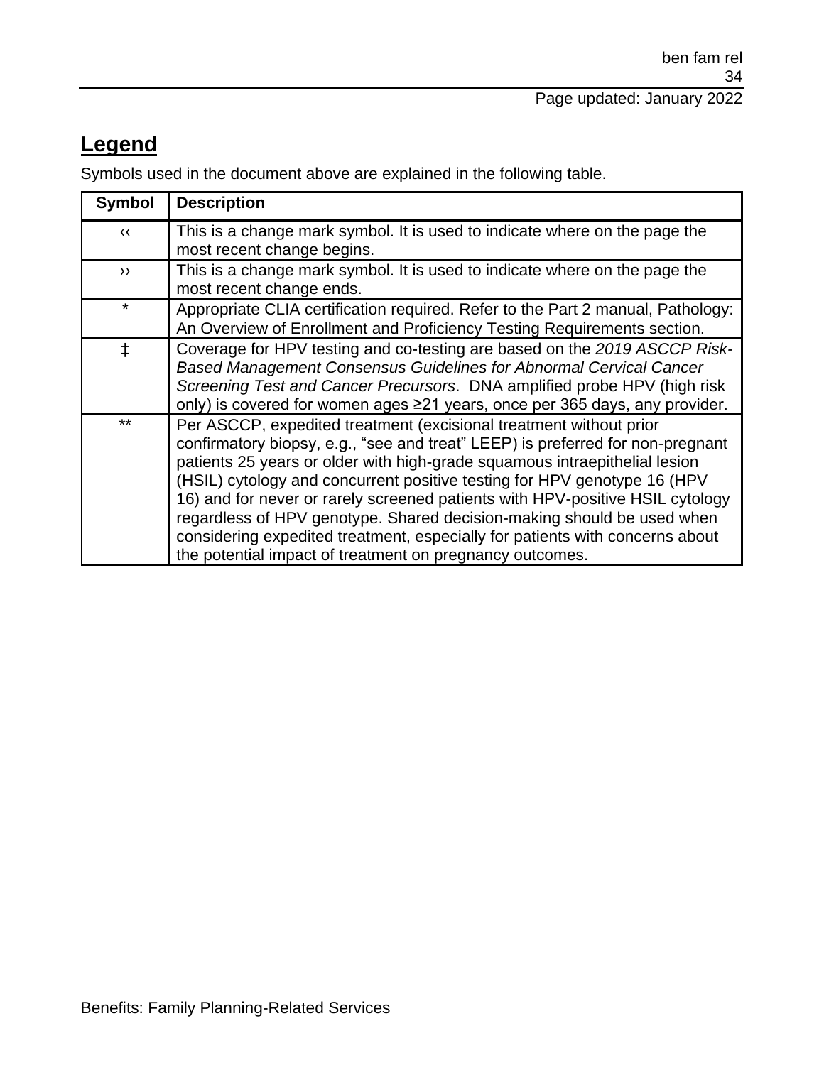## Legend

Symbols used in the document above are explained in the following table.

| Symbol | Description |
|---|---|
| ‹‹ | This is a change mark symbol. It is used to indicate where on the page the most recent change begins. |
| ›› | This is a change mark symbol. It is used to indicate where on the page the most recent change ends. |
| * | Appropriate CLIA certification required. Refer to the Part 2 manual, Pathology: An Overview of Enrollment and Proficiency Testing Requirements section. |
| ‡ | Coverage for HPV testing and co-testing are based on the *2019 ASCCP Risk-Based Management Consensus Guidelines for Abnormal Cervical Cancer Screening Test and Cancer Precursors*. DNA amplified probe HPV (high risk only) is covered for women ages ≥21 years, once per 365 days, any provider. |
| ** | Per ASCCP, expedited treatment (excisional treatment without prior confirmatory biopsy, e.g., "see and treat" LEEP) is preferred for non-pregnant patients 25 years or older with high-grade squamous intraepithelial lesion (HSIL) cytology and concurrent positive testing for HPV genotype 16 (HPV 16) and for never or rarely screened patients with HPV-positive HSIL cytology regardless of HPV genotype. Shared decision-making should be used when considering expedited treatment, especially for patients with concerns about the potential impact of treatment on pregnancy outcomes. |